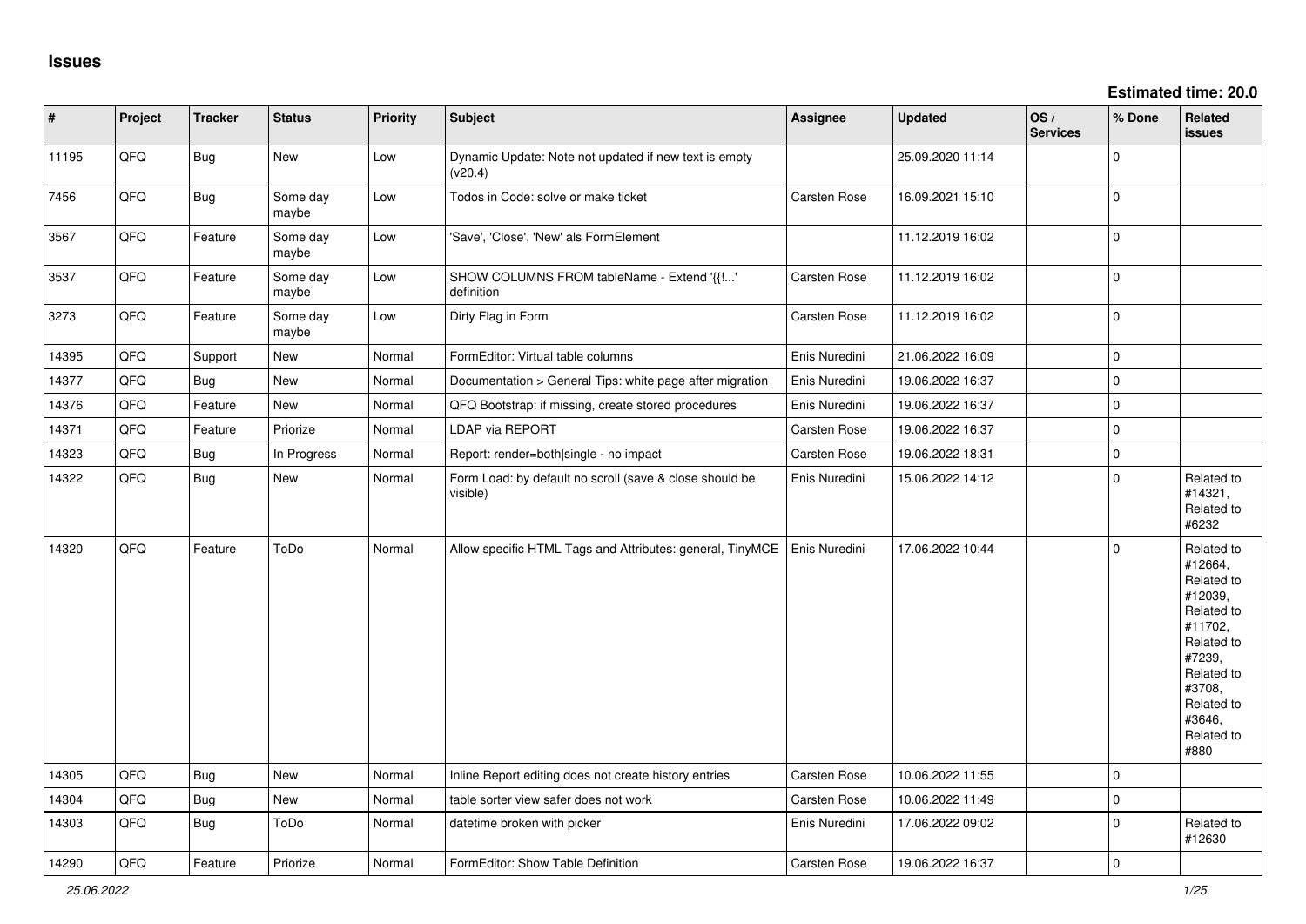# Issues

**Estimated time: 20.0**

| # | Project | Tracker | Status | Priority | Subject | Assignee | Updated | OS / Services | % Done | Related issues |
|---|---|---|---|---|---|---|---|---|---|---|
| 11195 | QFQ | Bug | New | Low | Dynamic Update: Note not updated if new text is empty (v20.4) | | 25.09.2020 11:14 | | 0 | |
| 7456 | QFQ | Bug | Some day maybe | Low | Todos in Code: solve or make ticket | Carsten Rose | 16.09.2021 15:10 | | 0 | |
| 3567 | QFQ | Feature | Some day maybe | Low | 'Save', 'Close', 'New' als FormElement | | 11.12.2019 16:02 | | 0 | |
| 3537 | QFQ | Feature | Some day maybe | Low | SHOW COLUMNS FROM tableName - Extend '{{!...' definition | Carsten Rose | 11.12.2019 16:02 | | 0 | |
| 3273 | QFQ | Feature | Some day maybe | Low | Dirty Flag in Form | Carsten Rose | 11.12.2019 16:02 | | 0 | |
| 14395 | QFQ | Support | New | Normal | FormEditor: Virtual table columns | Enis Nuredini | 21.06.2022 16:09 | | 0 | |
| 14377 | QFQ | Bug | New | Normal | Documentation > General Tips: white page after migration | Enis Nuredini | 19.06.2022 16:37 | | 0 | |
| 14376 | QFQ | Feature | New | Normal | QFQ Bootstrap: if missing, create stored procedures | Enis Nuredini | 19.06.2022 16:37 | | 0 | |
| 14371 | QFQ | Feature | Priorize | Normal | LDAP via REPORT | Carsten Rose | 19.06.2022 16:37 | | 0 | |
| 14323 | QFQ | Bug | In Progress | Normal | Report: render=both\|single - no impact | Carsten Rose | 19.06.2022 18:31 | | 0 | |
| 14322 | QFQ | Bug | New | Normal | Form Load: by default no scroll (save & close should be visible) | Enis Nuredini | 15.06.2022 14:12 | | 0 | Related to #14321, Related to #6232 |
| 14320 | QFQ | Feature | ToDo | Normal | Allow specific HTML Tags and Attributes: general, TinyMCE | Enis Nuredini | 17.06.2022 10:44 | | 0 | Related to #12664, Related to #12039, Related to #11702, Related to #7239, Related to #3708, Related to #3646, Related to #880 |
| 14305 | QFQ | Bug | New | Normal | Inline Report editing does not create history entries | Carsten Rose | 10.06.2022 11:55 | | 0 | |
| 14304 | QFQ | Bug | New | Normal | table sorter view safer does not work | Carsten Rose | 10.06.2022 11:49 | | 0 | |
| 14303 | QFQ | Bug | ToDo | Normal | datetime broken with picker | Enis Nuredini | 17.06.2022 09:02 | | 0 | Related to #12630 |
| 14290 | QFQ | Feature | Priorize | Normal | FormEditor: Show Table Definition | Carsten Rose | 19.06.2022 16:37 | | 0 | |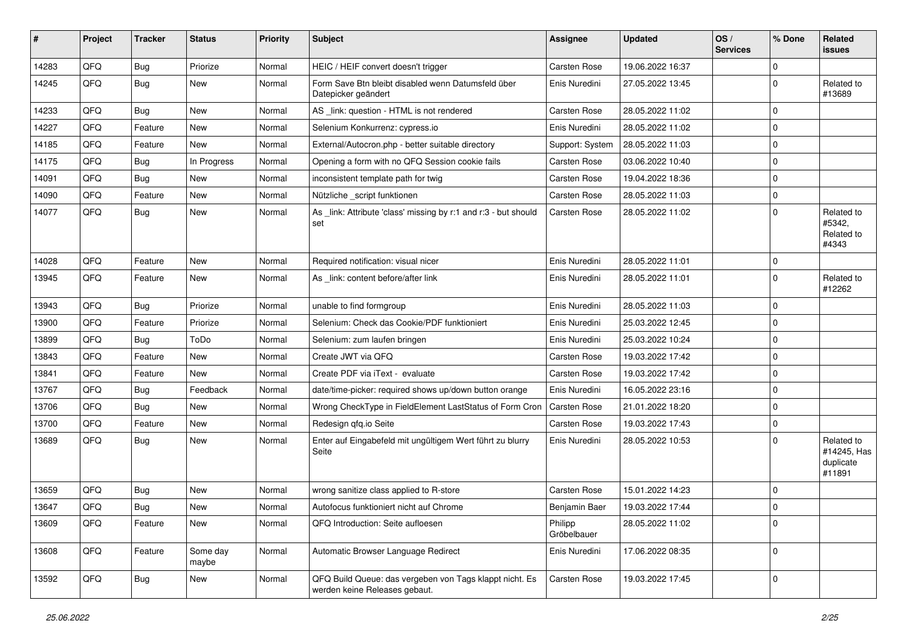| # | Project | Tracker | Status | Priority | Subject | Assignee | Updated | OS / Services | % Done | Related issues |
|---|---|---|---|---|---|---|---|---|---|---|
| 14283 | QFQ | Bug | Priorize | Normal | HEIC / HEIF convert doesn't trigger | Carsten Rose | 19.06.2022 16:37 | | 0 | |
| 14245 | QFQ | Bug | New | Normal | Form Save Btn bleibt disabled wenn Datumsfeld über Datepicker geändert | Enis Nuredini | 27.05.2022 13:45 | | 0 | Related to #13689 |
| 14233 | QFQ | Bug | New | Normal | AS _link: question - HTML is not rendered | Carsten Rose | 28.05.2022 11:02 | | 0 | |
| 14227 | QFQ | Feature | New | Normal | Selenium Konkurrenz: cypress.io | Enis Nuredini | 28.05.2022 11:02 | | 0 | |
| 14185 | QFQ | Feature | New | Normal | External/Autocron.php - better suitable directory | Support: System | 28.05.2022 11:03 | | 0 | |
| 14175 | QFQ | Bug | In Progress | Normal | Opening a form with no QFQ Session cookie fails | Carsten Rose | 03.06.2022 10:40 | | 0 | |
| 14091 | QFQ | Bug | New | Normal | inconsistent template path for twig | Carsten Rose | 19.04.2022 18:36 | | 0 | |
| 14090 | QFQ | Feature | New | Normal | Nützliche _script funktionen | Carsten Rose | 28.05.2022 11:03 | | 0 | |
| 14077 | QFQ | Bug | New | Normal | As _link: Attribute 'class' missing by r:1 and r:3 - but should set | Carsten Rose | 28.05.2022 11:02 | | 0 | Related to #5342, Related to #4343 |
| 14028 | QFQ | Feature | New | Normal | Required notification: visual nicer | Enis Nuredini | 28.05.2022 11:01 | | 0 | |
| 13945 | QFQ | Feature | New | Normal | As _link: content before/after link | Enis Nuredini | 28.05.2022 11:01 | | 0 | Related to #12262 |
| 13943 | QFQ | Bug | Priorize | Normal | unable to find formgroup | Enis Nuredini | 28.05.2022 11:03 | | 0 | |
| 13900 | QFQ | Feature | Priorize | Normal | Selenium: Check das Cookie/PDF funktioniert | Enis Nuredini | 25.03.2022 12:45 | | 0 | |
| 13899 | QFQ | Bug | ToDo | Normal | Selenium: zum laufen bringen | Enis Nuredini | 25.03.2022 10:24 | | 0 | |
| 13843 | QFQ | Feature | New | Normal | Create JWT via QFQ | Carsten Rose | 19.03.2022 17:42 | | 0 | |
| 13841 | QFQ | Feature | New | Normal | Create PDF via iText - evaluate | Carsten Rose | 19.03.2022 17:42 | | 0 | |
| 13767 | QFQ | Bug | Feedback | Normal | date/time-picker: required shows up/down button orange | Enis Nuredini | 16.05.2022 23:16 | | 0 | |
| 13706 | QFQ | Bug | New | Normal | Wrong CheckType in FieldElement LastStatus of Form Cron | Carsten Rose | 21.01.2022 18:20 | | 0 | |
| 13700 | QFQ | Feature | New | Normal | Redesign qfq.io Seite | Carsten Rose | 19.03.2022 17:43 | | 0 | |
| 13689 | QFQ | Bug | New | Normal | Enter auf Eingabefeld mit ungültigem Wert führt zu blurry Seite | Enis Nuredini | 28.05.2022 10:53 | | 0 | Related to #14245, Has duplicate #11891 |
| 13659 | QFQ | Bug | New | Normal | wrong sanitize class applied to R-store | Carsten Rose | 15.01.2022 14:23 | | 0 | |
| 13647 | QFQ | Bug | New | Normal | Autofocus funktioniert nicht auf Chrome | Benjamin Baer | 19.03.2022 17:44 | | 0 | |
| 13609 | QFQ | Feature | New | Normal | QFQ Introduction: Seite aufloesen | Philipp Gröbelbauer | 28.05.2022 11:02 | | 0 | |
| 13608 | QFQ | Feature | Some day maybe | Normal | Automatic Browser Language Redirect | Enis Nuredini | 17.06.2022 08:35 | | 0 | |
| 13592 | QFQ | Bug | New | Normal | QFQ Build Queue: das vergeben von Tags klappt nicht. Es werden keine Releases gebaut. | Carsten Rose | 19.03.2022 17:45 | | 0 | |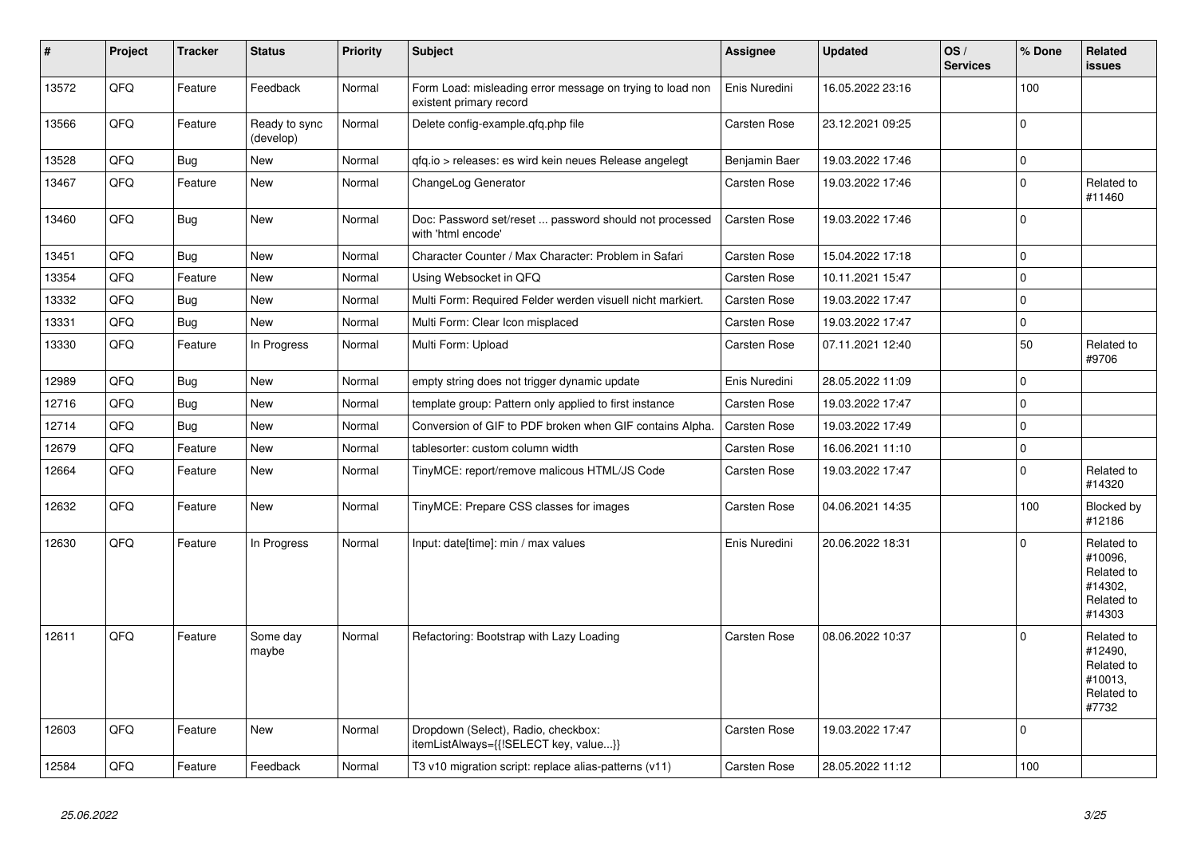| # | Project | Tracker | Status | Priority | Subject | Assignee | Updated | OS / Services | % Done | Related issues |
|---|---|---|---|---|---|---|---|---|---|---|
| 13572 | QFQ | Feature | Feedback | Normal | Form Load: misleading error message on trying to load non existent primary record | Enis Nuredini | 16.05.2022 23:16 | | 100 | |
| 13566 | QFQ | Feature | Ready to sync (develop) | Normal | Delete config-example.qfq.php file | Carsten Rose | 23.12.2021 09:25 | | 0 | |
| 13528 | QFQ | Bug | New | Normal | qfq.io > releases: es wird kein neues Release angelegt | Benjamin Baer | 19.03.2022 17:46 | | 0 | |
| 13467 | QFQ | Feature | New | Normal | ChangeLog Generator | Carsten Rose | 19.03.2022 17:46 | | 0 | Related to #11460 |
| 13460 | QFQ | Bug | New | Normal | Doc: Password set/reset ... password should not processed with 'html encode' | Carsten Rose | 19.03.2022 17:46 | | 0 | |
| 13451 | QFQ | Bug | New | Normal | Character Counter / Max Character: Problem in Safari | Carsten Rose | 15.04.2022 17:18 | | 0 | |
| 13354 | QFQ | Feature | New | Normal | Using Websocket in QFQ | Carsten Rose | 10.11.2021 15:47 | | 0 | |
| 13332 | QFQ | Bug | New | Normal | Multi Form: Required Felder werden visuell nicht markiert. | Carsten Rose | 19.03.2022 17:47 | | 0 | |
| 13331 | QFQ | Bug | New | Normal | Multi Form: Clear Icon misplaced | Carsten Rose | 19.03.2022 17:47 | | 0 | |
| 13330 | QFQ | Feature | In Progress | Normal | Multi Form: Upload | Carsten Rose | 07.11.2021 12:40 | | 50 | Related to #9706 |
| 12989 | QFQ | Bug | New | Normal | empty string does not trigger dynamic update | Enis Nuredini | 28.05.2022 11:09 | | 0 | |
| 12716 | QFQ | Bug | New | Normal | template group: Pattern only applied to first instance | Carsten Rose | 19.03.2022 17:47 | | 0 | |
| 12714 | QFQ | Bug | New | Normal | Conversion of GIF to PDF broken when GIF contains Alpha. | Carsten Rose | 19.03.2022 17:49 | | 0 | |
| 12679 | QFQ | Feature | New | Normal | tablesorter: custom column width | Carsten Rose | 16.06.2021 11:10 | | 0 | |
| 12664 | QFQ | Feature | New | Normal | TinyMCE: report/remove malicous HTML/JS Code | Carsten Rose | 19.03.2022 17:47 | | 0 | Related to #14320 |
| 12632 | QFQ | Feature | New | Normal | TinyMCE: Prepare CSS classes for images | Carsten Rose | 04.06.2021 14:35 | | 100 | Blocked by #12186 |
| 12630 | QFQ | Feature | In Progress | Normal | Input: date[time]: min / max values | Enis Nuredini | 20.06.2022 18:31 | | 0 | Related to #10096, Related to #14302, Related to #14303 |
| 12611 | QFQ | Feature | Some day maybe | Normal | Refactoring: Bootstrap with Lazy Loading | Carsten Rose | 08.06.2022 10:37 | | 0 | Related to #12490, Related to #10013, Related to #7732 |
| 12603 | QFQ | Feature | New | Normal | Dropdown (Select), Radio, checkbox: itemListAlways={{!SELECT key, value...}} | Carsten Rose | 19.03.2022 17:47 | | 0 | |
| 12584 | QFQ | Feature | Feedback | Normal | T3 v10 migration script: replace alias-patterns (v11) | Carsten Rose | 28.05.2022 11:12 | | 100 | |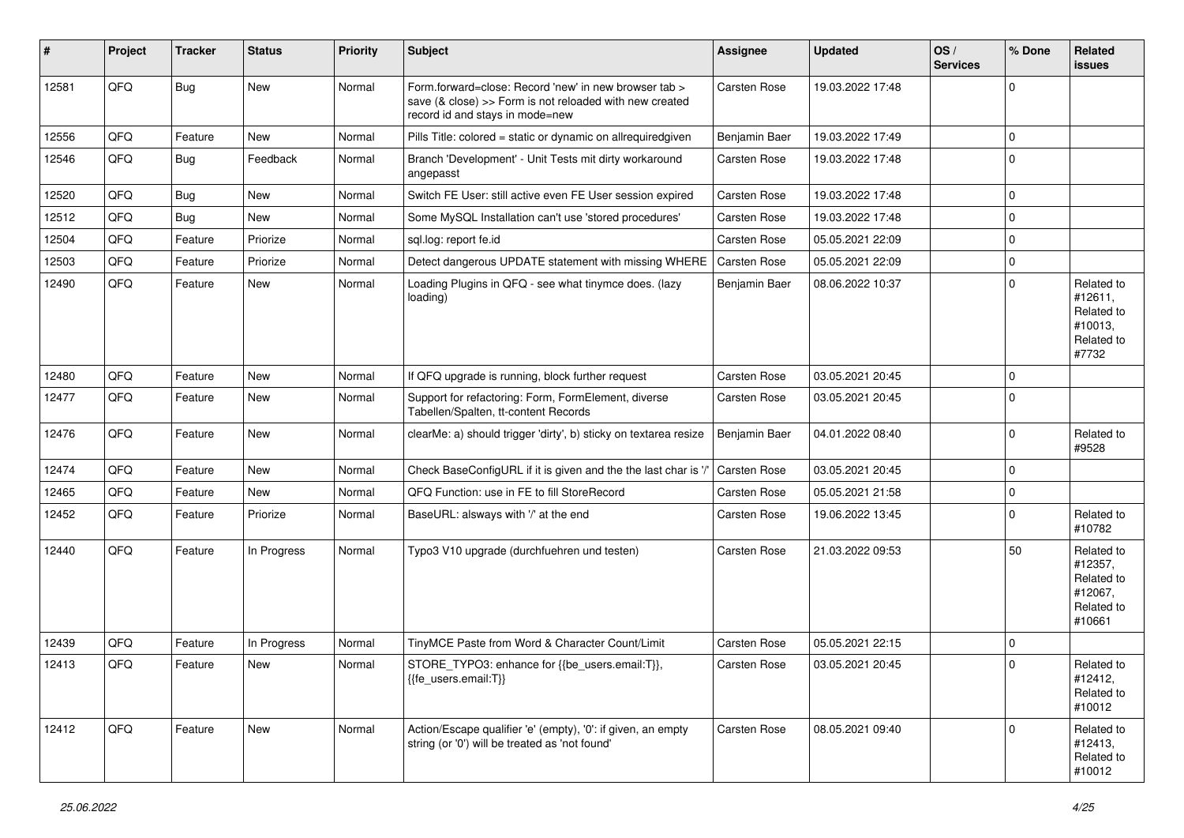| # | Project | Tracker | Status | Priority | Subject | Assignee | Updated | OS / Services | % Done | Related issues |
|---|---|---|---|---|---|---|---|---|---|---|
| 12581 | QFQ | Bug | New | Normal | Form.forward=close: Record 'new' in new browser tab > save (& close) >> Form is not reloaded with new created record id and stays in mode=new | Carsten Rose | 19.03.2022 17:48 | | 0 | |
| 12556 | QFQ | Feature | New | Normal | Pills Title: colored = static or dynamic on allrequiredgiven | Benjamin Baer | 19.03.2022 17:49 | | 0 | |
| 12546 | QFQ | Bug | Feedback | Normal | Branch 'Development' - Unit Tests mit dirty workaround angepasst | Carsten Rose | 19.03.2022 17:48 | | 0 | |
| 12520 | QFQ | Bug | New | Normal | Switch FE User: still active even FE User session expired | Carsten Rose | 19.03.2022 17:48 | | 0 | |
| 12512 | QFQ | Bug | New | Normal | Some MySQL Installation can't use 'stored procedures' | Carsten Rose | 19.03.2022 17:48 | | 0 | |
| 12504 | QFQ | Feature | Priorize | Normal | sql.log: report fe.id | Carsten Rose | 05.05.2021 22:09 | | 0 | |
| 12503 | QFQ | Feature | Priorize | Normal | Detect dangerous UPDATE statement with missing WHERE | Carsten Rose | 05.05.2021 22:09 | | 0 | |
| 12490 | QFQ | Feature | New | Normal | Loading Plugins in QFQ - see what tinymce does. (lazy loading) | Benjamin Baer | 08.06.2022 10:37 | | 0 | Related to #12611, Related to #10013, Related to #7732 |
| 12480 | QFQ | Feature | New | Normal | If QFQ upgrade is running, block further request | Carsten Rose | 03.05.2021 20:45 | | 0 | |
| 12477 | QFQ | Feature | New | Normal | Support for refactoring: Form, FormElement, diverse Tabellen/Spalten, tt-content Records | Carsten Rose | 03.05.2021 20:45 | | 0 | |
| 12476 | QFQ | Feature | New | Normal | clearMe: a) should trigger 'dirty', b) sticky on textarea resize | Benjamin Baer | 04.01.2022 08:40 | | 0 | Related to #9528 |
| 12474 | QFQ | Feature | New | Normal | Check BaseConfigURL if it is given and the the last char is '/' | Carsten Rose | 03.05.2021 20:45 | | 0 | |
| 12465 | QFQ | Feature | New | Normal | QFQ Function: use in FE to fill StoreRecord | Carsten Rose | 05.05.2021 21:58 | | 0 | |
| 12452 | QFQ | Feature | Priorize | Normal | BaseURL: alsways with '/' at the end | Carsten Rose | 19.06.2022 13:45 | | 0 | Related to #10782 |
| 12440 | QFQ | Feature | In Progress | Normal | Typo3 V10 upgrade (durchfuehren und testen) | Carsten Rose | 21.03.2022 09:53 | | 50 | Related to #12357, Related to #12067, Related to #10661 |
| 12439 | QFQ | Feature | In Progress | Normal | TinyMCE Paste from Word & Character Count/Limit | Carsten Rose | 05.05.2021 22:15 | | 0 | |
| 12413 | QFQ | Feature | New | Normal | STORE_TYPO3: enhance for {{be_users.email:T}}, {{fe_users.email:T}} | Carsten Rose | 03.05.2021 20:45 | | 0 | Related to #12412, Related to #10012 |
| 12412 | QFQ | Feature | New | Normal | Action/Escape qualifier 'e' (empty), '0': if given, an empty string (or '0') will be treated as 'not found' | Carsten Rose | 08.05.2021 09:40 | | 0 | Related to #12413, Related to #10012 |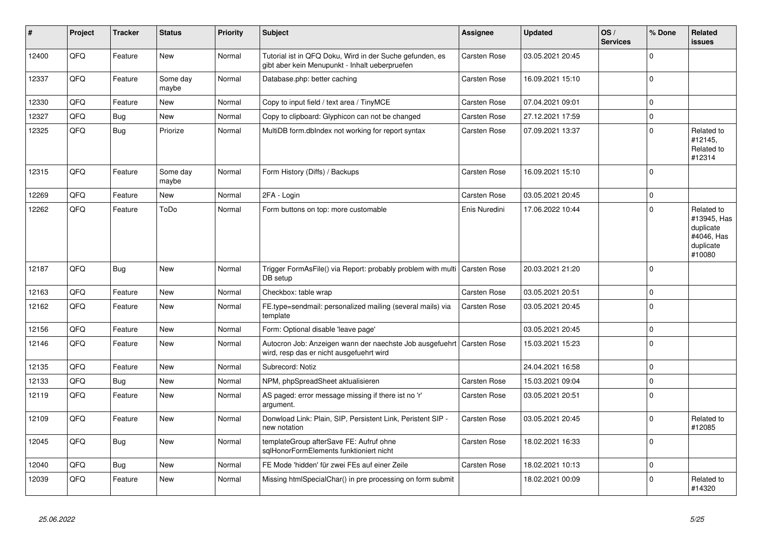| # | Project | Tracker | Status | Priority | Subject | Assignee | Updated | OS / Services | % Done | Related issues |
|---|---|---|---|---|---|---|---|---|---|---|
| 12400 | QFQ | Feature | New | Normal | Tutorial ist in QFQ Doku, Wird in der Suche gefunden, es gibt aber kein Menupunkt - Inhalt ueberpruefen | Carsten Rose | 03.05.2021 20:45 | | 0 | |
| 12337 | QFQ | Feature | Some day maybe | Normal | Database.php: better caching | Carsten Rose | 16.09.2021 15:10 | | 0 | |
| 12330 | QFQ | Feature | New | Normal | Copy to input field / text area / TinyMCE | Carsten Rose | 07.04.2021 09:01 | | 0 | |
| 12327 | QFQ | Bug | New | Normal | Copy to clipboard: Glyphicon can not be changed | Carsten Rose | 27.12.2021 17:59 | | 0 | |
| 12325 | QFQ | Bug | Priorize | Normal | MultiDB form.dbIndex not working for report syntax | Carsten Rose | 07.09.2021 13:37 | | 0 | Related to #12145, Related to #12314 |
| 12315 | QFQ | Feature | Some day maybe | Normal | Form History (Diffs) / Backups | Carsten Rose | 16.09.2021 15:10 | | 0 | |
| 12269 | QFQ | Feature | New | Normal | 2FA - Login | Carsten Rose | 03.05.2021 20:45 | | 0 | |
| 12262 | QFQ | Feature | ToDo | Normal | Form buttons on top: more customable | Enis Nuredini | 17.06.2022 10:44 | | 0 | Related to #13945, Has duplicate #4046, Has duplicate #10080 |
| 12187 | QFQ | Bug | New | Normal | Trigger FormAsFile() via Report: probably problem with multi DB setup | Carsten Rose | 20.03.2021 21:20 | | 0 | |
| 12163 | QFQ | Feature | New | Normal | Checkbox: table wrap | Carsten Rose | 03.05.2021 20:51 | | 0 | |
| 12162 | QFQ | Feature | New | Normal | FE.type=sendmail: personalized mailing (several mails) via template | Carsten Rose | 03.05.2021 20:45 | | 0 | |
| 12156 | QFQ | Feature | New | Normal | Form: Optional disable 'leave page' | | 03.05.2021 20:45 | | 0 | |
| 12146 | QFQ | Feature | New | Normal | Autocron Job: Anzeigen wann der naechste Job ausgefuehrt wird, resp das er nicht ausgefuehrt wird | Carsten Rose | 15.03.2021 15:23 | | 0 | |
| 12135 | QFQ | Feature | New | Normal | Subrecord: Notiz | | 24.04.2021 16:58 | | 0 | |
| 12133 | QFQ | Bug | New | Normal | NPM, phpSpreadSheet aktualisieren | Carsten Rose | 15.03.2021 09:04 | | 0 | |
| 12119 | QFQ | Feature | New | Normal | AS paged: error message missing if there ist no 'r' argument. | Carsten Rose | 03.05.2021 20:51 | | 0 | |
| 12109 | QFQ | Feature | New | Normal | Donwload Link: Plain, SIP, Persistent Link, Peristent SIP - new notation | Carsten Rose | 03.05.2021 20:45 | | 0 | Related to #12085 |
| 12045 | QFQ | Bug | New | Normal | templateGroup afterSave FE: Aufruf ohne sqlHonorFormElements funktioniert nicht | Carsten Rose | 18.02.2021 16:33 | | 0 | |
| 12040 | QFQ | Bug | New | Normal | FE Mode 'hidden' für zwei FEs auf einer Zeile | Carsten Rose | 18.02.2021 10:13 | | 0 | |
| 12039 | QFQ | Feature | New | Normal | Missing htmlSpecialChar() in pre processing on form submit | | 18.02.2021 00:09 | | 0 | Related to #14320 |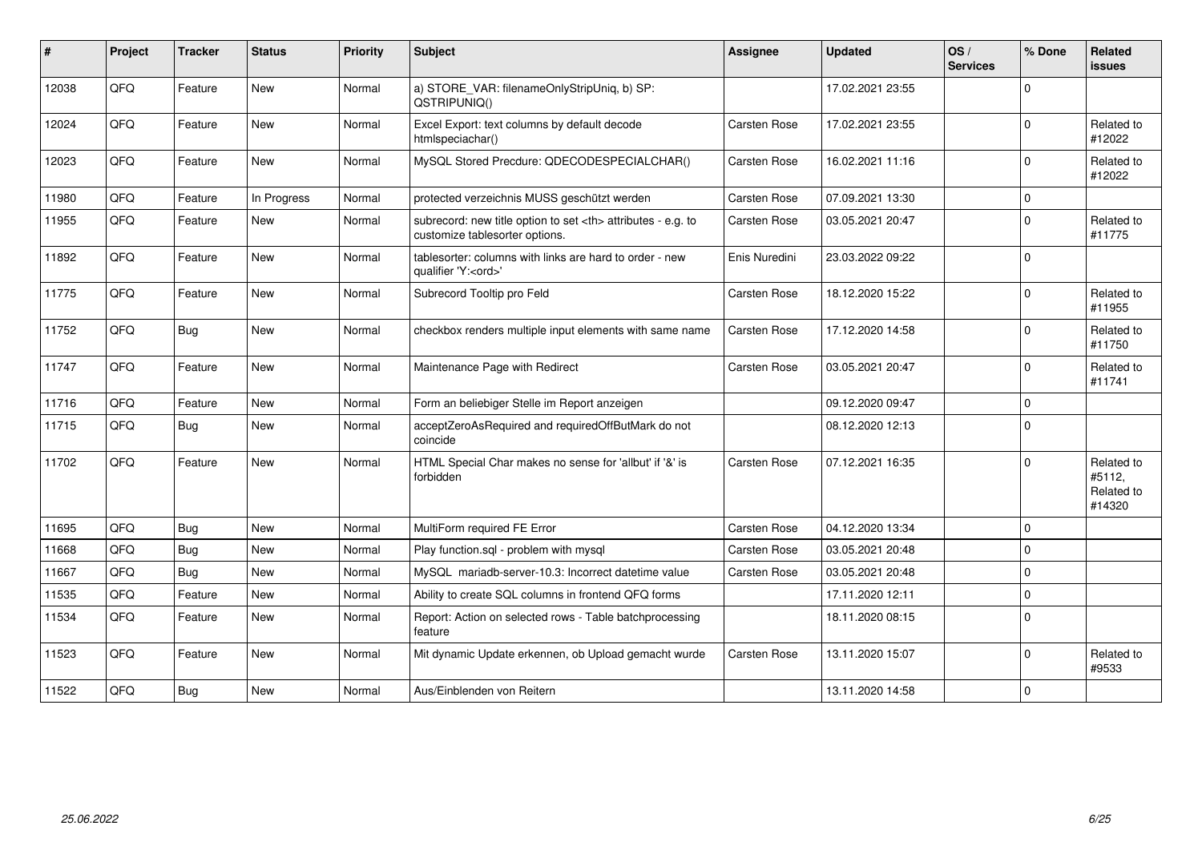| # | Project | Tracker | Status | Priority | Subject | Assignee | Updated | OS / Services | % Done | Related issues |
|---|---|---|---|---|---|---|---|---|---|---|
| 12038 | QFQ | Feature | New | Normal | a) STORE_VAR: filenameOnlyStripUniq, b) SP: QSTRIPUNIQ() | | 17.02.2021 23:55 | | 0 | |
| 12024 | QFQ | Feature | New | Normal | Excel Export: text columns by default decode htmlspeciachar() | Carsten Rose | 17.02.2021 23:55 | | 0 | Related to #12022 |
| 12023 | QFQ | Feature | New | Normal | MySQL Stored Precdure: QDECODESPECIALCHAR() | Carsten Rose | 16.02.2021 11:16 | | 0 | Related to #12022 |
| 11980 | QFQ | Feature | In Progress | Normal | protected verzeichnis MUSS geschützt werden | Carsten Rose | 07.09.2021 13:30 | | 0 | |
| 11955 | QFQ | Feature | New | Normal | subrecord: new title option to set <th> attributes - e.g. to customize tablesorter options. | Carsten Rose | 03.05.2021 20:47 | | 0 | Related to #11775 |
| 11892 | QFQ | Feature | New | Normal | tablesorter: columns with links are hard to order - new qualifier 'Y:<ord>' | Enis Nuredini | 23.03.2022 09:22 | | 0 | |
| 11775 | QFQ | Feature | New | Normal | Subrecord Tooltip pro Feld | Carsten Rose | 18.12.2020 15:22 | | 0 | Related to #11955 |
| 11752 | QFQ | Bug | New | Normal | checkbox renders multiple input elements with same name | Carsten Rose | 17.12.2020 14:58 | | 0 | Related to #11750 |
| 11747 | QFQ | Feature | New | Normal | Maintenance Page with Redirect | Carsten Rose | 03.05.2021 20:47 | | 0 | Related to #11741 |
| 11716 | QFQ | Feature | New | Normal | Form an beliebiger Stelle im Report anzeigen | | 09.12.2020 09:47 | | 0 | |
| 11715 | QFQ | Bug | New | Normal | acceptZeroAsRequired and requiredOffButMark do not coincide | | 08.12.2020 12:13 | | 0 | |
| 11702 | QFQ | Feature | New | Normal | HTML Special Char makes no sense for 'allbut' if '&' is forbidden | Carsten Rose | 07.12.2021 16:35 | | 0 | Related to #5112, Related to #14320 |
| 11695 | QFQ | Bug | New | Normal | MultiForm required FE Error | Carsten Rose | 04.12.2020 13:34 | | 0 | |
| 11668 | QFQ | Bug | New | Normal | Play function.sql - problem with mysql | Carsten Rose | 03.05.2021 20:48 | | 0 | |
| 11667 | QFQ | Bug | New | Normal | MySQL mariadb-server-10.3: Incorrect datetime value | Carsten Rose | 03.05.2021 20:48 | | 0 | |
| 11535 | QFQ | Feature | New | Normal | Ability to create SQL columns in frontend QFQ forms | | 17.11.2020 12:11 | | 0 | |
| 11534 | QFQ | Feature | New | Normal | Report: Action on selected rows - Table batchprocessing feature | | 18.11.2020 08:15 | | 0 | |
| 11523 | QFQ | Feature | New | Normal | Mit dynamic Update erkennen, ob Upload gemacht wurde | Carsten Rose | 13.11.2020 15:07 | | 0 | Related to #9533 |
| 11522 | QFQ | Bug | New | Normal | Aus/Einblenden von Reitern | | 13.11.2020 14:58 | | 0 | |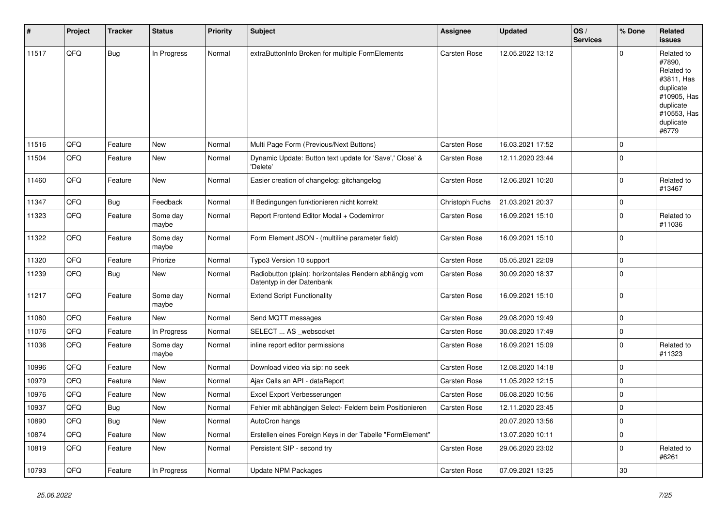| # | Project | Tracker | Status | Priority | Subject | Assignee | Updated | OS / Services | % Done | Related issues |
|---|---|---|---|---|---|---|---|---|---|---|
| 11517 | QFQ | Bug | In Progress | Normal | extraButtonInfo Broken for multiple FormElements | Carsten Rose | 12.05.2022 13:12 | | 0 | Related to #7890, Related to #3811, Has duplicate #10905, Has duplicate #10553, Has duplicate #6779 |
| 11516 | QFQ | Feature | New | Normal | Multi Page Form (Previous/Next Buttons) | Carsten Rose | 16.03.2021 17:52 | | 0 | |
| 11504 | QFQ | Feature | New | Normal | Dynamic Update: Button text update for 'Save',' Close' & 'Delete' | Carsten Rose | 12.11.2020 23:44 | | 0 | |
| 11460 | QFQ | Feature | New | Normal | Easier creation of changelog: gitchangelog | Carsten Rose | 12.06.2021 10:20 | | 0 | Related to #13467 |
| 11347 | QFQ | Bug | Feedback | Normal | If Bedingungen funktionieren nicht korrekt | Christoph Fuchs | 21.03.2021 20:37 | | 0 | |
| 11323 | QFQ | Feature | Some day maybe | Normal | Report Frontend Editor Modal + Codemirror | Carsten Rose | 16.09.2021 15:10 | | 0 | Related to #11036 |
| 11322 | QFQ | Feature | Some day maybe | Normal | Form Element JSON - (multiline parameter field) | Carsten Rose | 16.09.2021 15:10 | | 0 | |
| 11320 | QFQ | Feature | Priorize | Normal | Typo3 Version 10 support | Carsten Rose | 05.05.2021 22:09 | | 0 | |
| 11239 | QFQ | Bug | New | Normal | Radiobutton (plain): horizontales Rendern abhängig vom Datentyp in der Datenbank | Carsten Rose | 30.09.2020 18:37 | | 0 | |
| 11217 | QFQ | Feature | Some day maybe | Normal | Extend Script Functionality | Carsten Rose | 16.09.2021 15:10 | | 0 | |
| 11080 | QFQ | Feature | New | Normal | Send MQTT messages | Carsten Rose | 29.08.2020 19:49 | | 0 | |
| 11076 | QFQ | Feature | In Progress | Normal | SELECT ... AS _websocket | Carsten Rose | 30.08.2020 17:49 | | 0 | |
| 11036 | QFQ | Feature | Some day maybe | Normal | inline report editor permissions | Carsten Rose | 16.09.2021 15:09 | | 0 | Related to #11323 |
| 10996 | QFQ | Feature | New | Normal | Download video via sip: no seek | Carsten Rose | 12.08.2020 14:18 | | 0 | |
| 10979 | QFQ | Feature | New | Normal | Ajax Calls an API - dataReport | Carsten Rose | 11.05.2022 12:15 | | 0 | |
| 10976 | QFQ | Feature | New | Normal | Excel Export Verbesserungen | Carsten Rose | 06.08.2020 10:56 | | 0 | |
| 10937 | QFQ | Bug | New | Normal | Fehler mit abhängigen Select- Feldern beim Positionieren | Carsten Rose | 12.11.2020 23:45 | | 0 | |
| 10890 | QFQ | Bug | New | Normal | AutoCron hangs | | 20.07.2020 13:56 | | 0 | |
| 10874 | QFQ | Feature | New | Normal | Erstellen eines Foreign Keys in der Tabelle "FormElement" | | 13.07.2020 10:11 | | 0 | |
| 10819 | QFQ | Feature | New | Normal | Persistent SIP - second try | Carsten Rose | 29.06.2020 23:02 | | 0 | Related to #6261 |
| 10793 | QFQ | Feature | In Progress | Normal | Update NPM Packages | Carsten Rose | 07.09.2021 13:25 | | 30 | |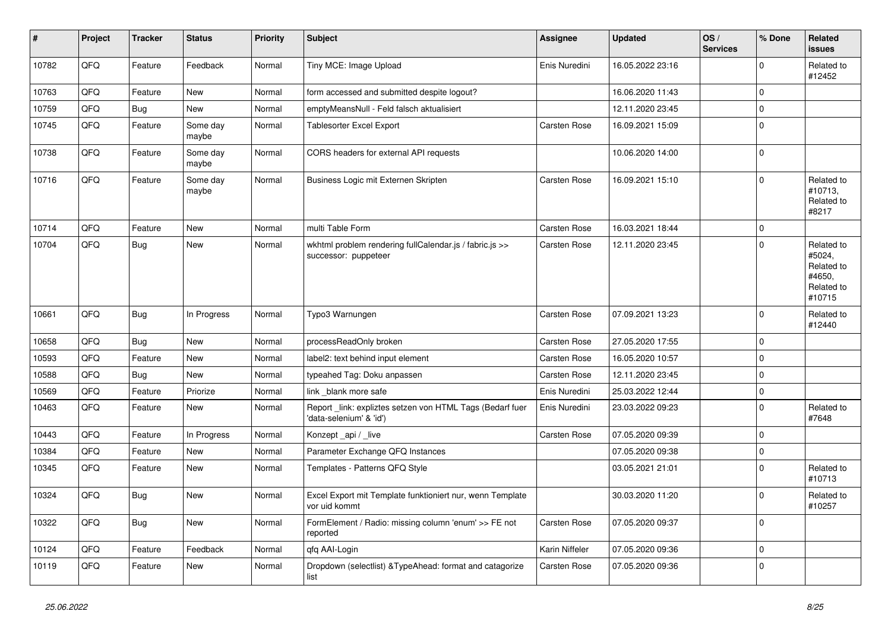| # | Project | Tracker | Status | Priority | Subject | Assignee | Updated | OS / Services | % Done | Related issues |
|---|---|---|---|---|---|---|---|---|---|---|
| 10782 | QFQ | Feature | Feedback | Normal | Tiny MCE: Image Upload | Enis Nuredini | 16.05.2022 23:16 | | 0 | Related to #12452 |
| 10763 | QFQ | Feature | New | Normal | form accessed and submitted despite logout? | | 16.06.2020 11:43 | | 0 | |
| 10759 | QFQ | Bug | New | Normal | emptyMeansNull - Feld falsch aktualisiert | | 12.11.2020 23:45 | | 0 | |
| 10745 | QFQ | Feature | Some day maybe | Normal | Tablesorter Excel Export | Carsten Rose | 16.09.2021 15:09 | | 0 | |
| 10738 | QFQ | Feature | Some day maybe | Normal | CORS headers for external API requests | | 10.06.2020 14:00 | | 0 | |
| 10716 | QFQ | Feature | Some day maybe | Normal | Business Logic mit Externen Skripten | Carsten Rose | 16.09.2021 15:10 | | 0 | Related to #10713, Related to #8217 |
| 10714 | QFQ | Feature | New | Normal | multi Table Form | Carsten Rose | 16.03.2021 18:44 | | 0 | |
| 10704 | QFQ | Bug | New | Normal | wkhtml problem rendering fullCalendar.js / fabric.js >> successor: puppeteer | Carsten Rose | 12.11.2020 23:45 | | 0 | Related to #5024, Related to #4650, Related to #10715 |
| 10661 | QFQ | Bug | In Progress | Normal | Typo3 Warnungen | Carsten Rose | 07.09.2021 13:23 | | 0 | Related to #12440 |
| 10658 | QFQ | Bug | New | Normal | processReadOnly broken | Carsten Rose | 27.05.2020 17:55 | | 0 | |
| 10593 | QFQ | Feature | New | Normal | label2: text behind input element | Carsten Rose | 16.05.2020 10:57 | | 0 | |
| 10588 | QFQ | Bug | New | Normal | typeahed Tag: Doku anpassen | Carsten Rose | 12.11.2020 23:45 | | 0 | |
| 10569 | QFQ | Feature | Priorize | Normal | link _blank more safe | Enis Nuredini | 25.03.2022 12:44 | | 0 | |
| 10463 | QFQ | Feature | New | Normal | Report _link: expliztes setzen von HTML Tags (Bedarf fuer 'data-selenium' & 'id') | Enis Nuredini | 23.03.2022 09:23 | | 0 | Related to #7648 |
| 10443 | QFQ | Feature | In Progress | Normal | Konzept _api / _live | Carsten Rose | 07.05.2020 09:39 | | 0 | |
| 10384 | QFQ | Feature | New | Normal | Parameter Exchange QFQ Instances | | 07.05.2020 09:38 | | 0 | |
| 10345 | QFQ | Feature | New | Normal | Templates - Patterns QFQ Style | | 03.05.2021 21:01 | | 0 | Related to #10713 |
| 10324 | QFQ | Bug | New | Normal | Excel Export mit Template funktioniert nur, wenn Template vor uid kommt | | 30.03.2020 11:20 | | 0 | Related to #10257 |
| 10322 | QFQ | Bug | New | Normal | FormElement / Radio: missing column 'enum' >> FE not reported | Carsten Rose | 07.05.2020 09:37 | | 0 | |
| 10124 | QFQ | Feature | Feedback | Normal | qfq AAI-Login | Karin Niffeler | 07.05.2020 09:36 | | 0 | |
| 10119 | QFQ | Feature | New | Normal | Dropdown (selectlist) &TypeAhead: format and catagorize list | Carsten Rose | 07.05.2020 09:36 | | 0 | |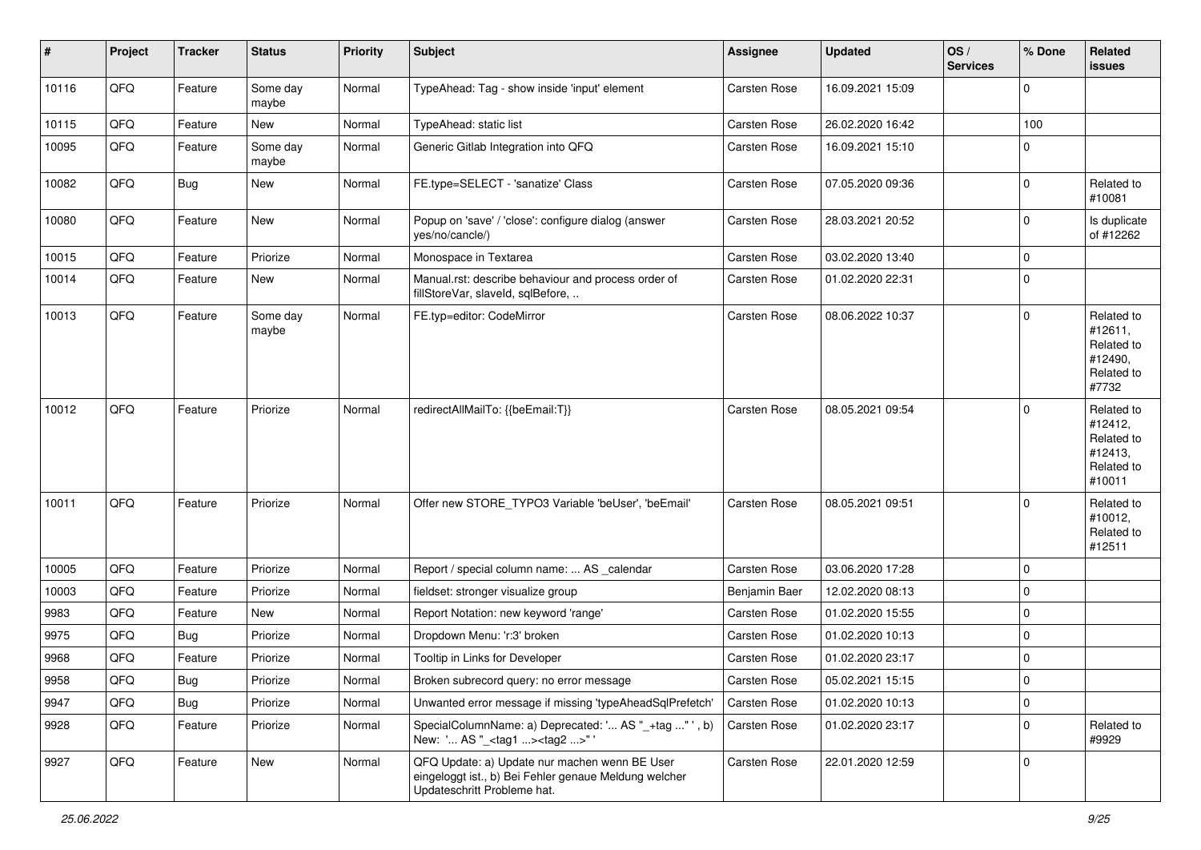| # | Project | Tracker | Status | Priority | Subject | Assignee | Updated | OS / Services | % Done | Related issues |
|---|---|---|---|---|---|---|---|---|---|---|
| 10116 | QFQ | Feature | Some day maybe | Normal | TypeAhead: Tag - show inside 'input' element | Carsten Rose | 16.09.2021 15:09 | | 0 | |
| 10115 | QFQ | Feature | New | Normal | TypeAhead: static list | Carsten Rose | 26.02.2020 16:42 | | 100 | |
| 10095 | QFQ | Feature | Some day maybe | Normal | Generic Gitlab Integration into QFQ | Carsten Rose | 16.09.2021 15:10 | | 0 | |
| 10082 | QFQ | Bug | New | Normal | FE.type=SELECT - 'sanatize' Class | Carsten Rose | 07.05.2020 09:36 | | 0 | Related to #10081 |
| 10080 | QFQ | Feature | New | Normal | Popup on 'save' / 'close': configure dialog (answer yes/no/cancle/) | Carsten Rose | 28.03.2021 20:52 | | 0 | Is duplicate of #12262 |
| 10015 | QFQ | Feature | Priorize | Normal | Monospace in Textarea | Carsten Rose | 03.02.2020 13:40 | | 0 | |
| 10014 | QFQ | Feature | New | Normal | Manual.rst: describe behaviour and process order of fillStoreVar, slaveId, sqlBefore, .. | Carsten Rose | 01.02.2020 22:31 | | 0 | |
| 10013 | QFQ | Feature | Some day maybe | Normal | FE.typ=editor: CodeMirror | Carsten Rose | 08.06.2022 10:37 | | 0 | Related to #12611, Related to #12490, Related to #7732 |
| 10012 | QFQ | Feature | Priorize | Normal | redirectAllMailTo: {{beEmail:T}} | Carsten Rose | 08.05.2021 09:54 | | 0 | Related to #12412, Related to #12413, Related to #10011 |
| 10011 | QFQ | Feature | Priorize | Normal | Offer new STORE_TYPO3 Variable 'beUser', 'beEmail' | Carsten Rose | 08.05.2021 09:51 | | 0 | Related to #10012, Related to #12511 |
| 10005 | QFQ | Feature | Priorize | Normal | Report / special column name: ... AS _calendar | Carsten Rose | 03.06.2020 17:28 | | 0 | |
| 10003 | QFQ | Feature | Priorize | Normal | fieldset: stronger visualize group | Benjamin Baer | 12.02.2020 08:13 | | 0 | |
| 9983 | QFQ | Feature | New | Normal | Report Notation: new keyword 'range' | Carsten Rose | 01.02.2020 15:55 | | 0 | |
| 9975 | QFQ | Bug | Priorize | Normal | Dropdown Menu: 'r:3' broken | Carsten Rose | 01.02.2020 10:13 | | 0 | |
| 9968 | QFQ | Feature | Priorize | Normal | Tooltip in Links for Developer | Carsten Rose | 01.02.2020 23:17 | | 0 | |
| 9958 | QFQ | Bug | Priorize | Normal | Broken subrecord query: no error message | Carsten Rose | 05.02.2021 15:15 | | 0 | |
| 9947 | QFQ | Bug | Priorize | Normal | Unwanted error message if missing 'typeAheadSqlPrefetch' | Carsten Rose | 01.02.2020 10:13 | | 0 | |
| 9928 | QFQ | Feature | Priorize | Normal | SpecialColumnName: a) Deprecated: '... AS "_+tag ..." ', b) New: '... AS "_<tag1 ...><tag2 ...>" ' | Carsten Rose | 01.02.2020 23:17 | | 0 | Related to #9929 |
| 9927 | QFQ | Feature | New | Normal | QFQ Update: a) Update nur machen wenn BE User eingeloggt ist., b) Bei Fehler genaue Meldung welcher Updateschritt Probleme hat. | Carsten Rose | 22.01.2020 12:59 | | 0 | |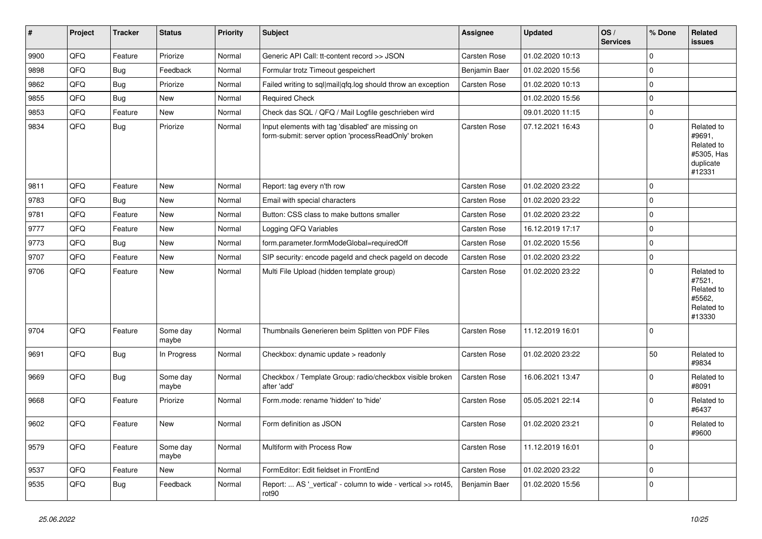| # | Project | Tracker | Status | Priority | Subject | Assignee | Updated | OS / Services | % Done | Related issues |
|---|---|---|---|---|---|---|---|---|---|---|
| 9900 | QFQ | Feature | Priorize | Normal | Generic API Call: tt-content record >> JSON | Carsten Rose | 01.02.2020 10:13 | | 0 | |
| 9898 | QFQ | Bug | Feedback | Normal | Formular trotz Timeout gespeichert | Benjamin Baer | 01.02.2020 15:56 | | 0 | |
| 9862 | QFQ | Bug | Priorize | Normal | Failed writing to sql\|mail\|qfq.log should throw an exception | Carsten Rose | 01.02.2020 10:13 | | 0 | |
| 9855 | QFQ | Bug | New | Normal | Required Check | | 01.02.2020 15:56 | | 0 | |
| 9853 | QFQ | Feature | New | Normal | Check das SQL / QFQ / Mail Logfile geschrieben wird | | 09.01.2020 11:15 | | 0 | |
| 9834 | QFQ | Bug | Priorize | Normal | Input elements with tag 'disabled' are missing on form-submit: server option 'processReadOnly' broken | Carsten Rose | 07.12.2021 16:43 | | 0 | Related to #9691, Related to #5305, Has duplicate #12331 |
| 9811 | QFQ | Feature | New | Normal | Report: tag every n'th row | Carsten Rose | 01.02.2020 23:22 | | 0 | |
| 9783 | QFQ | Bug | New | Normal | Email with special characters | Carsten Rose | 01.02.2020 23:22 | | 0 | |
| 9781 | QFQ | Feature | New | Normal | Button: CSS class to make buttons smaller | Carsten Rose | 01.02.2020 23:22 | | 0 | |
| 9777 | QFQ | Feature | New | Normal | Logging QFQ Variables | Carsten Rose | 16.12.2019 17:17 | | 0 | |
| 9773 | QFQ | Bug | New | Normal | form.parameter.formModeGlobal=requiredOff | Carsten Rose | 01.02.2020 15:56 | | 0 | |
| 9707 | QFQ | Feature | New | Normal | SIP security: encode pageId and check pageId on decode | Carsten Rose | 01.02.2020 23:22 | | 0 | |
| 9706 | QFQ | Feature | New | Normal | Multi File Upload (hidden template group) | Carsten Rose | 01.02.2020 23:22 | | 0 | Related to #7521, Related to #5562, Related to #13330 |
| 9704 | QFQ | Feature | Some day maybe | Normal | Thumbnails Generieren beim Splitten von PDF Files | Carsten Rose | 11.12.2019 16:01 | | 0 | |
| 9691 | QFQ | Bug | In Progress | Normal | Checkbox: dynamic update > readonly | Carsten Rose | 01.02.2020 23:22 | | 50 | Related to #9834 |
| 9669 | QFQ | Bug | Some day maybe | Normal | Checkbox / Template Group: radio/checkbox visible broken after 'add' | Carsten Rose | 16.06.2021 13:47 | | 0 | Related to #8091 |
| 9668 | QFQ | Feature | Priorize | Normal | Form.mode: rename 'hidden' to 'hide' | Carsten Rose | 05.05.2021 22:14 | | 0 | Related to #6437 |
| 9602 | QFQ | Feature | New | Normal | Form definition as JSON | Carsten Rose | 01.02.2020 23:21 | | 0 | Related to #9600 |
| 9579 | QFQ | Feature | Some day maybe | Normal | Multiform with Process Row | Carsten Rose | 11.12.2019 16:01 | | 0 | |
| 9537 | QFQ | Feature | New | Normal | FormEditor: Edit fieldset in FrontEnd | Carsten Rose | 01.02.2020 23:22 | | 0 | |
| 9535 | QFQ | Bug | Feedback | Normal | Report: ... AS '_vertical' - column to wide - vertical >> rot45, rot90 | Benjamin Baer | 01.02.2020 15:56 | | 0 | |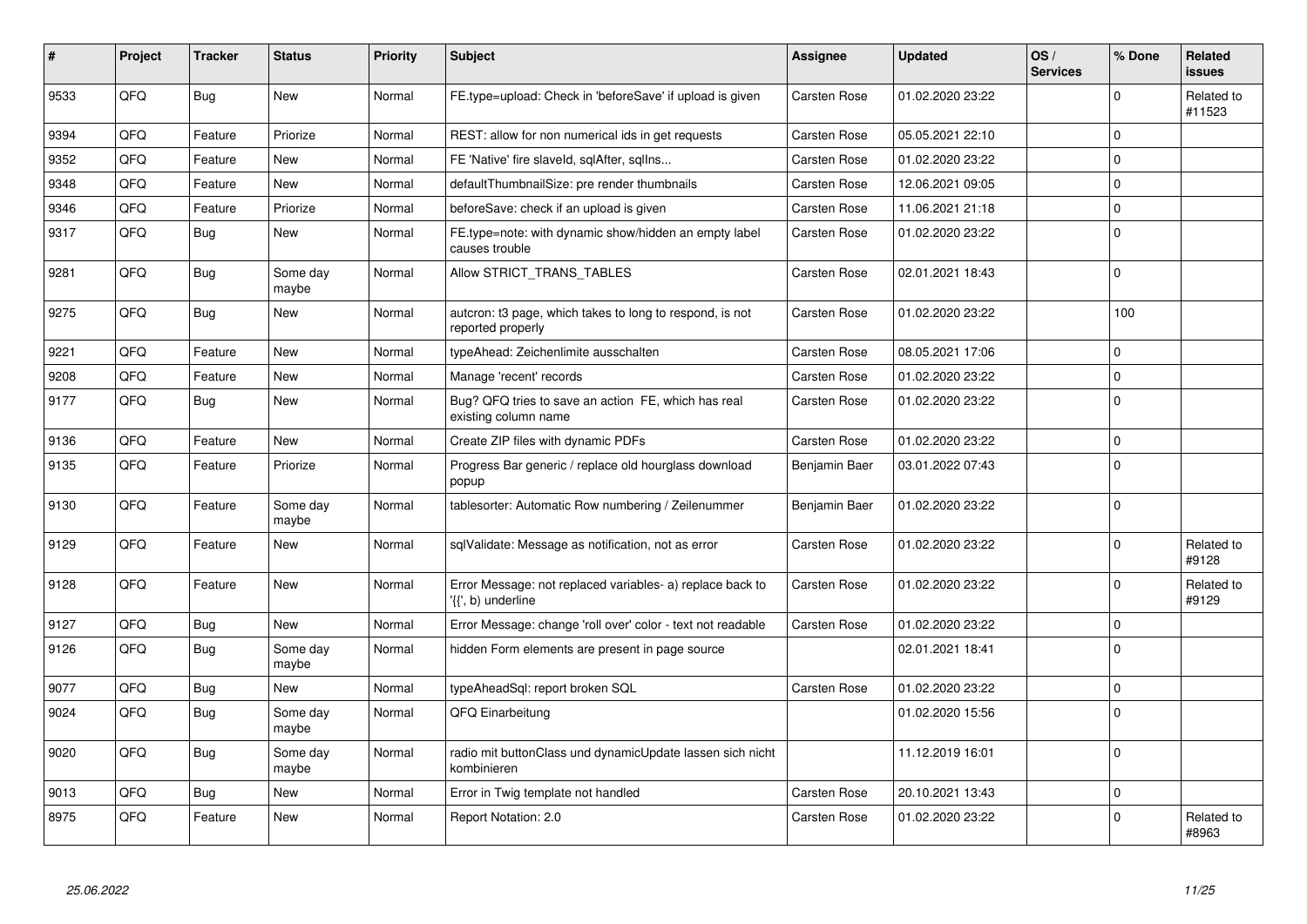| # | Project | Tracker | Status | Priority | Subject | Assignee | Updated | OS / Services | % Done | Related issues |
|---|---|---|---|---|---|---|---|---|---|---|
| 9533 | QFQ | Bug | New | Normal | FE.type=upload: Check in 'beforeSave' if upload is given | Carsten Rose | 01.02.2020 23:22 | | 0 | Related to #11523 |
| 9394 | QFQ | Feature | Priorize | Normal | REST: allow for non numerical ids in get requests | Carsten Rose | 05.05.2021 22:10 | | 0 | |
| 9352 | QFQ | Feature | New | Normal | FE 'Native' fire slaveId, sqlAfter, sqlIns... | Carsten Rose | 01.02.2020 23:22 | | 0 | |
| 9348 | QFQ | Feature | New | Normal | defaultThumbnailSize: pre render thumbnails | Carsten Rose | 12.06.2021 09:05 | | 0 | |
| 9346 | QFQ | Feature | Priorize | Normal | beforeSave: check if an upload is given | Carsten Rose | 11.06.2021 21:18 | | 0 | |
| 9317 | QFQ | Bug | New | Normal | FE.type=note: with dynamic show/hidden an empty label causes trouble | Carsten Rose | 01.02.2020 23:22 | | 0 | |
| 9281 | QFQ | Bug | Some day maybe | Normal | Allow STRICT_TRANS_TABLES | Carsten Rose | 02.01.2021 18:43 | | 0 | |
| 9275 | QFQ | Bug | New | Normal | autcron: t3 page, which takes to long to respond, is not reported properly | Carsten Rose | 01.02.2020 23:22 | | 100 | |
| 9221 | QFQ | Feature | New | Normal | typeAhead: Zeichenlimite ausschalten | Carsten Rose | 08.05.2021 17:06 | | 0 | |
| 9208 | QFQ | Feature | New | Normal | Manage 'recent' records | Carsten Rose | 01.02.2020 23:22 | | 0 | |
| 9177 | QFQ | Bug | New | Normal | Bug? QFQ tries to save an action FE, which has real existing column name | Carsten Rose | 01.02.2020 23:22 | | 0 | |
| 9136 | QFQ | Feature | New | Normal | Create ZIP files with dynamic PDFs | Carsten Rose | 01.02.2020 23:22 | | 0 | |
| 9135 | QFQ | Feature | Priorize | Normal | Progress Bar generic / replace old hourglass download popup | Benjamin Baer | 03.01.2022 07:43 | | 0 | |
| 9130 | QFQ | Feature | Some day maybe | Normal | tablesorter: Automatic Row numbering / Zeilenummer | Benjamin Baer | 01.02.2020 23:22 | | 0 | |
| 9129 | QFQ | Feature | New | Normal | sqlValidate: Message as notification, not as error | Carsten Rose | 01.02.2020 23:22 | | 0 | Related to #9128 |
| 9128 | QFQ | Feature | New | Normal | Error Message: not replaced variables- a) replace back to '{{', b) underline | Carsten Rose | 01.02.2020 23:22 | | 0 | Related to #9129 |
| 9127 | QFQ | Bug | New | Normal | Error Message: change 'roll over' color - text not readable | Carsten Rose | 01.02.2020 23:22 | | 0 | |
| 9126 | QFQ | Bug | Some day maybe | Normal | hidden Form elements are present in page source | | 02.01.2021 18:41 | | 0 | |
| 9077 | QFQ | Bug | New | Normal | typeAheadSql: report broken SQL | Carsten Rose | 01.02.2020 23:22 | | 0 | |
| 9024 | QFQ | Bug | Some day maybe | Normal | QFQ Einarbeitung | | 01.02.2020 15:56 | | 0 | |
| 9020 | QFQ | Bug | Some day maybe | Normal | radio mit buttonClass und dynamicUpdate lassen sich nicht kombinieren | | 11.12.2019 16:01 | | 0 | |
| 9013 | QFQ | Bug | New | Normal | Error in Twig template not handled | Carsten Rose | 20.10.2021 13:43 | | 0 | |
| 8975 | QFQ | Feature | New | Normal | Report Notation: 2.0 | Carsten Rose | 01.02.2020 23:22 | | 0 | Related to #8963 |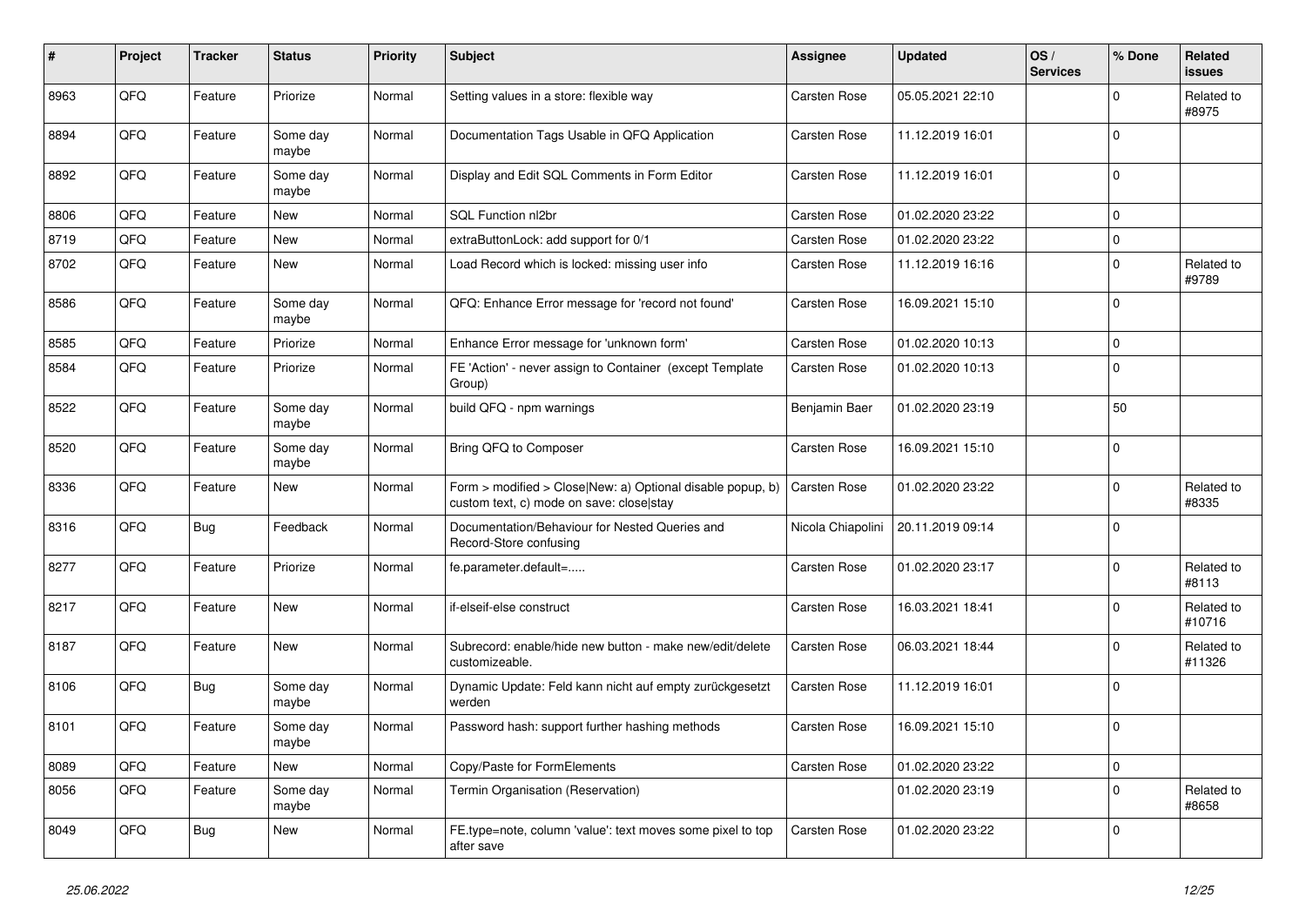| # | Project | Tracker | Status | Priority | Subject | Assignee | Updated | OS / Services | % Done | Related issues |
|---|---|---|---|---|---|---|---|---|---|---|
| 8963 | QFQ | Feature | Priorize | Normal | Setting values in a store: flexible way | Carsten Rose | 05.05.2021 22:10 | | 0 | Related to #8975 |
| 8894 | QFQ | Feature | Some day maybe | Normal | Documentation Tags Usable in QFQ Application | Carsten Rose | 11.12.2019 16:01 | | 0 | |
| 8892 | QFQ | Feature | Some day maybe | Normal | Display and Edit SQL Comments in Form Editor | Carsten Rose | 11.12.2019 16:01 | | 0 | |
| 8806 | QFQ | Feature | New | Normal | SQL Function nl2br | Carsten Rose | 01.02.2020 23:22 | | 0 | |
| 8719 | QFQ | Feature | New | Normal | extraButtonLock: add support for 0/1 | Carsten Rose | 01.02.2020 23:22 | | 0 | |
| 8702 | QFQ | Feature | New | Normal | Load Record which is locked: missing user info | Carsten Rose | 11.12.2019 16:16 | | 0 | Related to #9789 |
| 8586 | QFQ | Feature | Some day maybe | Normal | QFQ: Enhance Error message for 'record not found' | Carsten Rose | 16.09.2021 15:10 | | 0 | |
| 8585 | QFQ | Feature | Priorize | Normal | Enhance Error message for 'unknown form' | Carsten Rose | 01.02.2020 10:13 | | 0 | |
| 8584 | QFQ | Feature | Priorize | Normal | FE 'Action' - never assign to Container (except Template Group) | Carsten Rose | 01.02.2020 10:13 | | 0 | |
| 8522 | QFQ | Feature | Some day maybe | Normal | build QFQ - npm warnings | Benjamin Baer | 01.02.2020 23:19 | | 50 | |
| 8520 | QFQ | Feature | Some day maybe | Normal | Bring QFQ to Composer | Carsten Rose | 16.09.2021 15:10 | | 0 | |
| 8336 | QFQ | Feature | New | Normal | Form > modified > Close\|New: a) Optional disable popup, b) custom text, c) mode on save: close\|stay | Carsten Rose | 01.02.2020 23:22 | | 0 | Related to #8335 |
| 8316 | QFQ | Bug | Feedback | Normal | Documentation/Behaviour for Nested Queries and Record-Store confusing | Nicola Chiapolini | 20.11.2019 09:14 | | 0 | |
| 8277 | QFQ | Feature | Priorize | Normal | fe.parameter.default=..... | Carsten Rose | 01.02.2020 23:17 | | 0 | Related to #8113 |
| 8217 | QFQ | Feature | New | Normal | if-elseif-else construct | Carsten Rose | 16.03.2021 18:41 | | 0 | Related to #10716 |
| 8187 | QFQ | Feature | New | Normal | Subrecord: enable/hide new button - make new/edit/delete customizeable. | Carsten Rose | 06.03.2021 18:44 | | 0 | Related to #11326 |
| 8106 | QFQ | Bug | Some day maybe | Normal | Dynamic Update: Feld kann nicht auf empty zurückgesetzt werden | Carsten Rose | 11.12.2019 16:01 | | 0 | |
| 8101 | QFQ | Feature | Some day maybe | Normal | Password hash: support further hashing methods | Carsten Rose | 16.09.2021 15:10 | | 0 | |
| 8089 | QFQ | Feature | New | Normal | Copy/Paste for FormElements | Carsten Rose | 01.02.2020 23:22 | | 0 | |
| 8056 | QFQ | Feature | Some day maybe | Normal | Termin Organisation (Reservation) | | 01.02.2020 23:19 | | 0 | Related to #8658 |
| 8049 | QFQ | Bug | New | Normal | FE.type=note, column 'value': text moves some pixel to top after save | Carsten Rose | 01.02.2020 23:22 | | 0 | |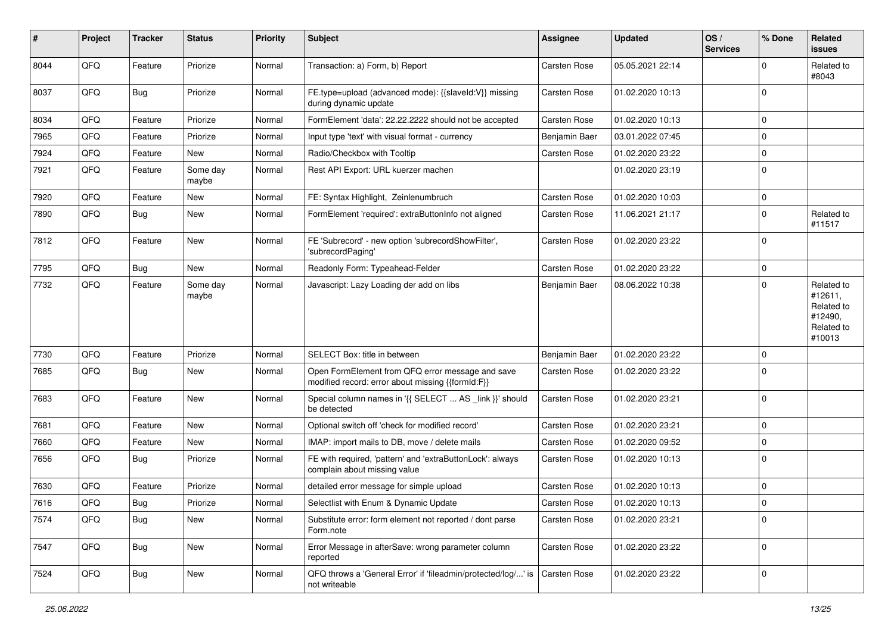| # | Project | Tracker | Status | Priority | Subject | Assignee | Updated | OS / Services | % Done | Related issues |
|---|---|---|---|---|---|---|---|---|---|---|
| 8044 | QFQ | Feature | Priorize | Normal | Transaction: a) Form, b) Report | Carsten Rose | 05.05.2021 22:14 | | 0 | Related to #8043 |
| 8037 | QFQ | Bug | Priorize | Normal | FE.type=upload (advanced mode): {{slaveId:V}} missing during dynamic update | Carsten Rose | 01.02.2020 10:13 | | 0 | |
| 8034 | QFQ | Feature | Priorize | Normal | FormElement 'data': 22.22.2222 should not be accepted | Carsten Rose | 01.02.2020 10:13 | | 0 | |
| 7965 | QFQ | Feature | Priorize | Normal | Input type 'text' with visual format - currency | Benjamin Baer | 03.01.2022 07:45 | | 0 | |
| 7924 | QFQ | Feature | New | Normal | Radio/Checkbox with Tooltip | Carsten Rose | 01.02.2020 23:22 | | 0 | |
| 7921 | QFQ | Feature | Some day maybe | Normal | Rest API Export: URL kuerzer machen | | 01.02.2020 23:19 | | 0 | |
| 7920 | QFQ | Feature | New | Normal | FE: Syntax Highlight, Zeinlenumbruch | Carsten Rose | 01.02.2020 10:03 | | 0 | |
| 7890 | QFQ | Bug | New | Normal | FormElement 'required': extraButtonInfo not aligned | Carsten Rose | 11.06.2021 21:17 | | 0 | Related to #11517 |
| 7812 | QFQ | Feature | New | Normal | FE 'Subrecord' - new option 'subrecordShowFilter', 'subrecordPaging' | Carsten Rose | 01.02.2020 23:22 | | 0 | |
| 7795 | QFQ | Bug | New | Normal | Readonly Form: Typeahead-Felder | Carsten Rose | 01.02.2020 23:22 | | 0 | |
| 7732 | QFQ | Feature | Some day maybe | Normal | Javascript: Lazy Loading der add on libs | Benjamin Baer | 08.06.2022 10:38 | | 0 | Related to #12611, Related to #12490, Related to #10013 |
| 7730 | QFQ | Feature | Priorize | Normal | SELECT Box: title in between | Benjamin Baer | 01.02.2020 23:22 | | 0 | |
| 7685 | QFQ | Bug | New | Normal | Open FormElement from QFQ error message and save modified record: error about missing {{formId:F}} | Carsten Rose | 01.02.2020 23:22 | | 0 | |
| 7683 | QFQ | Feature | New | Normal | Special column names in '{{ SELECT ... AS _link }}' should be detected | Carsten Rose | 01.02.2020 23:21 | | 0 | |
| 7681 | QFQ | Feature | New | Normal | Optional switch off 'check for modified record' | Carsten Rose | 01.02.2020 23:21 | | 0 | |
| 7660 | QFQ | Feature | New | Normal | IMAP: import mails to DB, move / delete mails | Carsten Rose | 01.02.2020 09:52 | | 0 | |
| 7656 | QFQ | Bug | Priorize | Normal | FE with required, 'pattern' and 'extraButtonLock': always complain about missing value | Carsten Rose | 01.02.2020 10:13 | | 0 | |
| 7630 | QFQ | Feature | Priorize | Normal | detailed error message for simple upload | Carsten Rose | 01.02.2020 10:13 | | 0 | |
| 7616 | QFQ | Bug | Priorize | Normal | Selectlist with Enum & Dynamic Update | Carsten Rose | 01.02.2020 10:13 | | 0 | |
| 7574 | QFQ | Bug | New | Normal | Substitute error: form element not reported / dont parse Form.note | Carsten Rose | 01.02.2020 23:21 | | 0 | |
| 7547 | QFQ | Bug | New | Normal | Error Message in afterSave: wrong parameter column reported | Carsten Rose | 01.02.2020 23:22 | | 0 | |
| 7524 | QFQ | Bug | New | Normal | QFQ throws a 'General Error' if 'fileadmin/protected/log/...' is not writeable | Carsten Rose | 01.02.2020 23:22 | | 0 | |

25.06.2022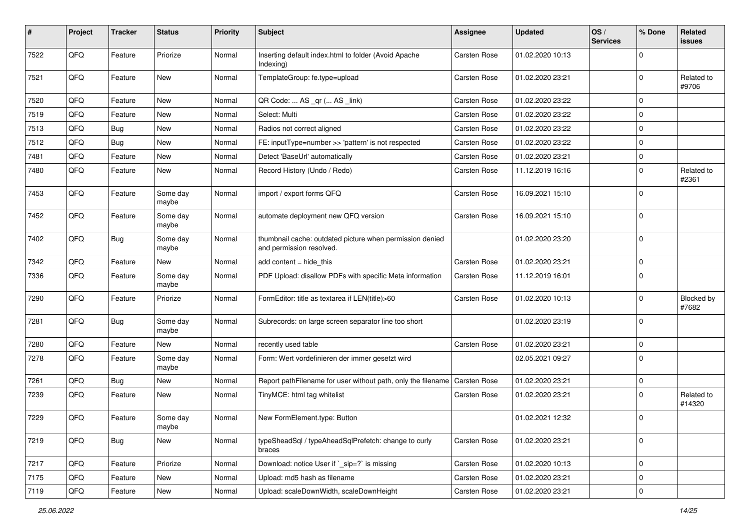| # | Project | Tracker | Status | Priority | Subject | Assignee | Updated | OS / Services | % Done | Related issues |
|---|---|---|---|---|---|---|---|---|---|---|
| 7522 | QFQ | Feature | Priorize | Normal | Inserting default index.html to folder (Avoid Apache Indexing) | Carsten Rose | 01.02.2020 10:13 | | 0 | |
| 7521 | QFQ | Feature | New | Normal | TemplateGroup: fe.type=upload | Carsten Rose | 01.02.2020 23:21 | | 0 | Related to #9706 |
| 7520 | QFQ | Feature | New | Normal | QR Code: ... AS _qr (... AS _link) | Carsten Rose | 01.02.2020 23:22 | | 0 | |
| 7519 | QFQ | Feature | New | Normal | Select: Multi | Carsten Rose | 01.02.2020 23:22 | | 0 | |
| 7513 | QFQ | Bug | New | Normal | Radios not correct aligned | Carsten Rose | 01.02.2020 23:22 | | 0 | |
| 7512 | QFQ | Bug | New | Normal | FE: inputType=number >> 'pattern' is not respected | Carsten Rose | 01.02.2020 23:22 | | 0 | |
| 7481 | QFQ | Feature | New | Normal | Detect 'BaseUrl' automatically | Carsten Rose | 01.02.2020 23:21 | | 0 | |
| 7480 | QFQ | Feature | New | Normal | Record History (Undo / Redo) | Carsten Rose | 11.12.2019 16:16 | | 0 | Related to #2361 |
| 7453 | QFQ | Feature | Some day maybe | Normal | import / export forms QFQ | Carsten Rose | 16.09.2021 15:10 | | 0 | |
| 7452 | QFQ | Feature | Some day maybe | Normal | automate deployment new QFQ version | Carsten Rose | 16.09.2021 15:10 | | 0 | |
| 7402 | QFQ | Bug | Some day maybe | Normal | thumbnail cache: outdated picture when permission denied and permission resolved. | | 01.02.2020 23:20 | | 0 | |
| 7342 | QFQ | Feature | New | Normal | add content = hide_this | Carsten Rose | 01.02.2020 23:21 | | 0 | |
| 7336 | QFQ | Feature | Some day maybe | Normal | PDF Upload: disallow PDFs with specific Meta information | Carsten Rose | 11.12.2019 16:01 | | 0 | |
| 7290 | QFQ | Feature | Priorize | Normal | FormEditor: title as textarea if LEN(title)>60 | Carsten Rose | 01.02.2020 10:13 | | 0 | Blocked by #7682 |
| 7281 | QFQ | Bug | Some day maybe | Normal | Subrecords: on large screen separator line too short | | 01.02.2020 23:19 | | 0 | |
| 7280 | QFQ | Feature | New | Normal | recently used table | Carsten Rose | 01.02.2020 23:21 | | 0 | |
| 7278 | QFQ | Feature | Some day maybe | Normal | Form: Wert vordefinieren der immer gesetzt wird | | 02.05.2021 09:27 | | 0 | |
| 7261 | QFQ | Bug | New | Normal | Report pathFilename for user without path, only the filename | Carsten Rose | 01.02.2020 23:21 | | 0 | |
| 7239 | QFQ | Feature | New | Normal | TinyMCE: html tag whitelist | Carsten Rose | 01.02.2020 23:21 | | 0 | Related to #14320 |
| 7229 | QFQ | Feature | Some day maybe | Normal | New FormElement.type: Button | | 01.02.2021 12:32 | | 0 | |
| 7219 | QFQ | Bug | New | Normal | typeSheadSql / typeAheadSqlPrefetch: change to curly braces | Carsten Rose | 01.02.2020 23:21 | | 0 | |
| 7217 | QFQ | Feature | Priorize | Normal | Download: notice User if `_sip=?` is missing | Carsten Rose | 01.02.2020 10:13 | | 0 | |
| 7175 | QFQ | Feature | New | Normal | Upload: md5 hash as filename | Carsten Rose | 01.02.2020 23:21 | | 0 | |
| 7119 | QFQ | Feature | New | Normal | Upload: scaleDownWidth, scaleDownHeight | Carsten Rose | 01.02.2020 23:21 | | 0 | |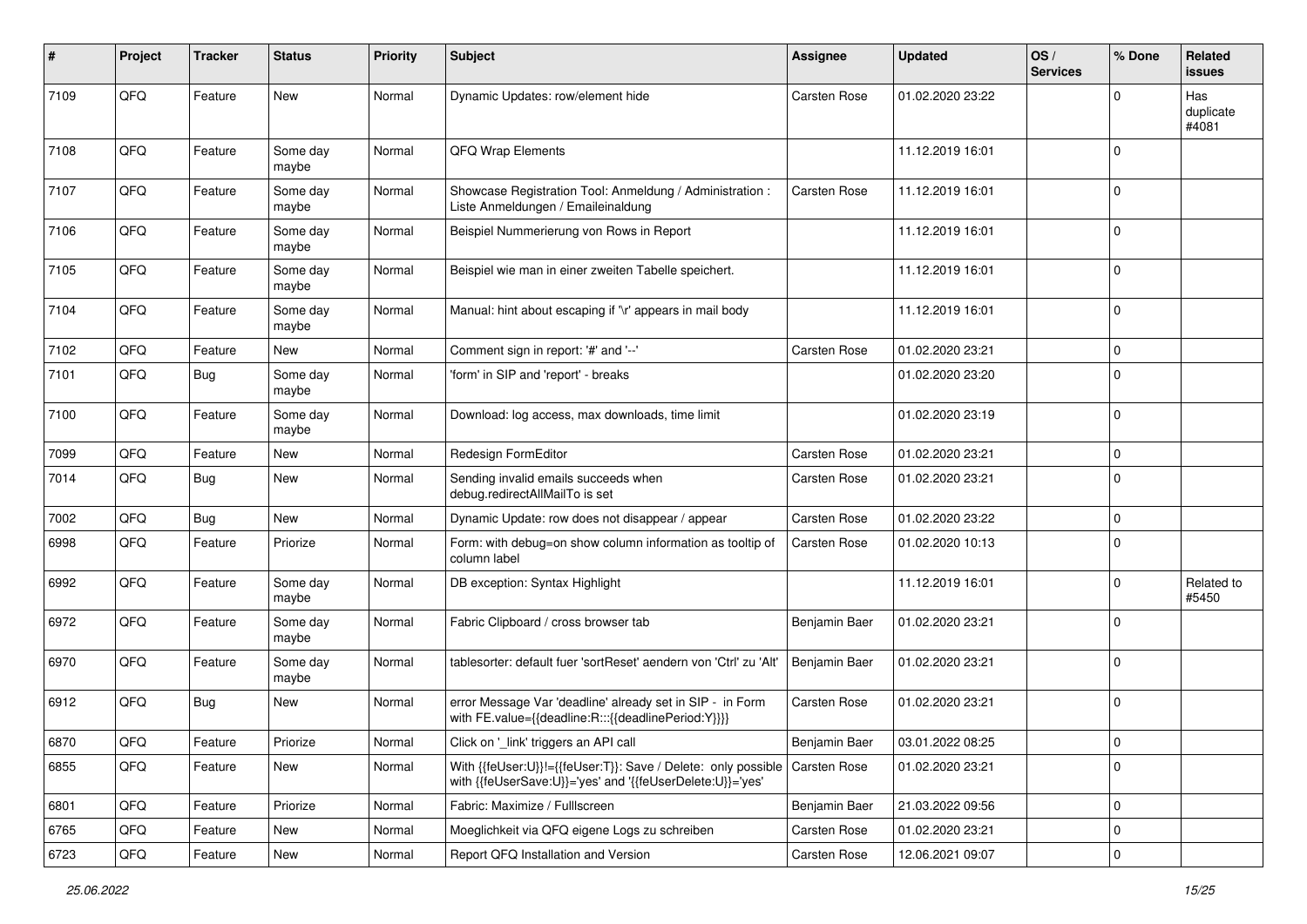| # | Project | Tracker | Status | Priority | Subject | Assignee | Updated | OS / Services | % Done | Related issues |
|---|---|---|---|---|---|---|---|---|---|---|
| 7109 | QFQ | Feature | New | Normal | Dynamic Updates: row/element hide | Carsten Rose | 01.02.2020 23:22 | | 0 | Has duplicate #4081 |
| 7108 | QFQ | Feature | Some day maybe | Normal | QFQ Wrap Elements | | 11.12.2019 16:01 | | 0 | |
| 7107 | QFQ | Feature | Some day maybe | Normal | Showcase Registration Tool: Anmeldung / Administration : Liste Anmeldungen / Emaileinaldung | Carsten Rose | 11.12.2019 16:01 | | 0 | |
| 7106 | QFQ | Feature | Some day maybe | Normal | Beispiel Nummerierung von Rows in Report | | 11.12.2019 16:01 | | 0 | |
| 7105 | QFQ | Feature | Some day maybe | Normal | Beispiel wie man in einer zweiten Tabelle speichert. | | 11.12.2019 16:01 | | 0 | |
| 7104 | QFQ | Feature | Some day maybe | Normal | Manual: hint about escaping if '\r' appears in mail body | | 11.12.2019 16:01 | | 0 | |
| 7102 | QFQ | Feature | New | Normal | Comment sign in report: '#' and '--' | Carsten Rose | 01.02.2020 23:21 | | 0 | |
| 7101 | QFQ | Bug | Some day maybe | Normal | 'form' in SIP and 'report' - breaks | | 01.02.2020 23:20 | | 0 | |
| 7100 | QFQ | Feature | Some day maybe | Normal | Download: log access, max downloads, time limit | | 01.02.2020 23:19 | | 0 | |
| 7099 | QFQ | Feature | New | Normal | Redesign FormEditor | Carsten Rose | 01.02.2020 23:21 | | 0 | |
| 7014 | QFQ | Bug | New | Normal | Sending invalid emails succeeds when debug.redirectAllMailTo is set | Carsten Rose | 01.02.2020 23:21 | | 0 | |
| 7002 | QFQ | Bug | New | Normal | Dynamic Update: row does not disappear / appear | Carsten Rose | 01.02.2020 23:22 | | 0 | |
| 6998 | QFQ | Feature | Priorize | Normal | Form: with debug=on show column information as tooltip of column label | Carsten Rose | 01.02.2020 10:13 | | 0 | |
| 6992 | QFQ | Feature | Some day maybe | Normal | DB exception: Syntax Highlight | | 11.12.2019 16:01 | | 0 | Related to #5450 |
| 6972 | QFQ | Feature | Some day maybe | Normal | Fabric Clipboard / cross browser tab | Benjamin Baer | 01.02.2020 23:21 | | 0 | |
| 6970 | QFQ | Feature | Some day maybe | Normal | tablesorter: default fuer 'sortReset' aendern von 'Ctrl' zu 'Alt' | Benjamin Baer | 01.02.2020 23:21 | | 0 | |
| 6912 | QFQ | Bug | New | Normal | error Message Var 'deadline' already set in SIP - in Form with FE.value={{deadline:R:::{{deadlinePeriod:Y}}}} | Carsten Rose | 01.02.2020 23:21 | | 0 | |
| 6870 | QFQ | Feature | Priorize | Normal | Click on '_link' triggers an API call | Benjamin Baer | 03.01.2022 08:25 | | 0 | |
| 6855 | QFQ | Feature | New | Normal | With {{feUser:U}}!={{feUser:T}}: Save / Delete: only possible with {{feUserSave:U}}='yes' and '{{feUserDelete:U}}='yes' | Carsten Rose | 01.02.2020 23:21 | | 0 | |
| 6801 | QFQ | Feature | Priorize | Normal | Fabric: Maximize / Fulllscreen | Benjamin Baer | 21.03.2022 09:56 | | 0 | |
| 6765 | QFQ | Feature | New | Normal | Moeglichkeit via QFQ eigene Logs zu schreiben | Carsten Rose | 01.02.2020 23:21 | | 0 | |
| 6723 | QFQ | Feature | New | Normal | Report QFQ Installation and Version | Carsten Rose | 12.06.2021 09:07 | | 0 | |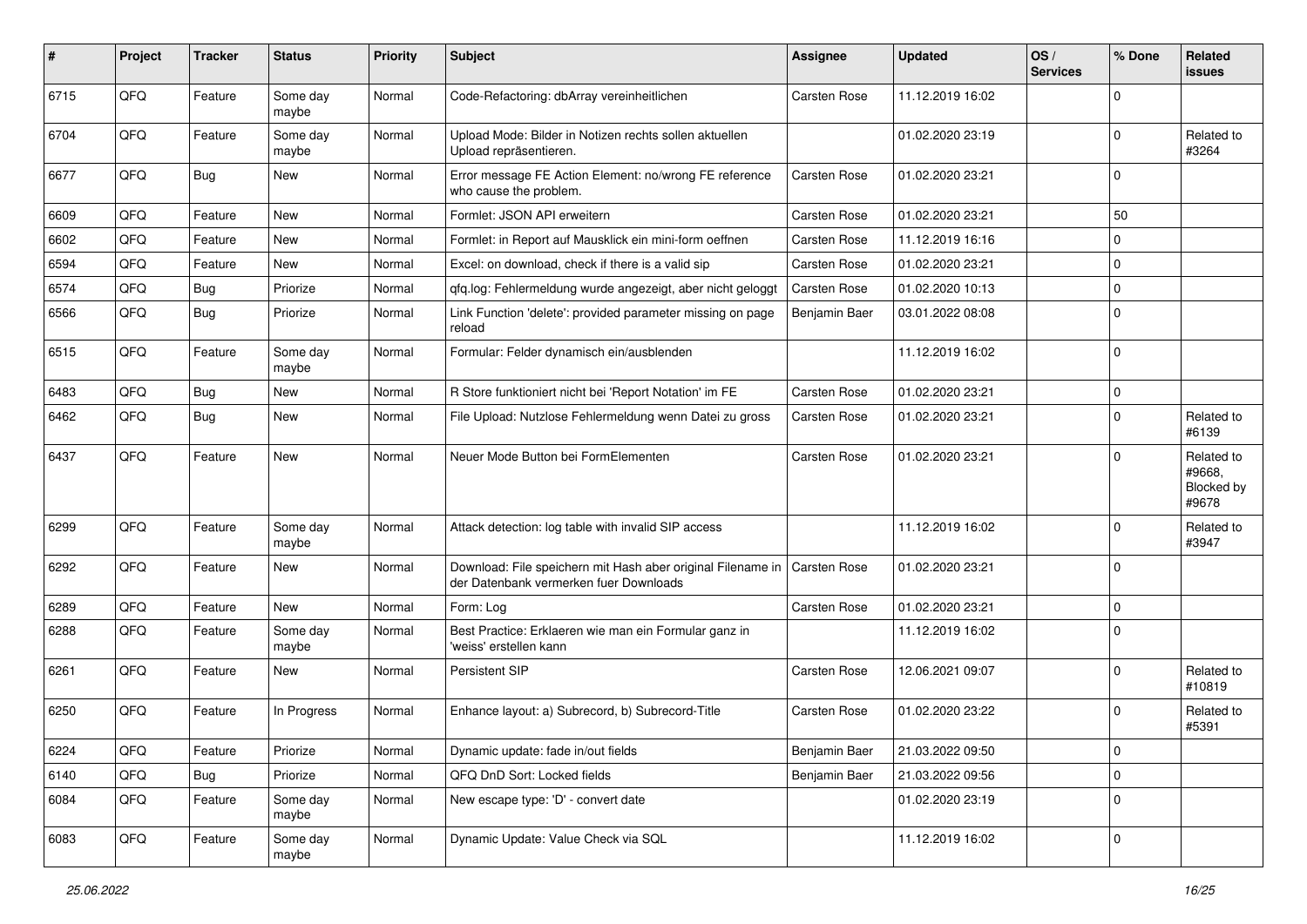| # | Project | Tracker | Status | Priority | Subject | Assignee | Updated | OS / Services | % Done | Related issues |
|---|---|---|---|---|---|---|---|---|---|---|
| 6715 | QFQ | Feature | Some day maybe | Normal | Code-Refactoring: dbArray vereinheitlichen | Carsten Rose | 11.12.2019 16:02 | | 0 | |
| 6704 | QFQ | Feature | Some day maybe | Normal | Upload Mode: Bilder in Notizen rechts sollen aktuellen Upload repräsentieren. | | 01.02.2020 23:19 | | 0 | Related to #3264 |
| 6677 | QFQ | Bug | New | Normal | Error message FE Action Element: no/wrong FE reference who cause the problem. | Carsten Rose | 01.02.2020 23:21 | | 0 | |
| 6609 | QFQ | Feature | New | Normal | Formlet: JSON API erweitern | Carsten Rose | 01.02.2020 23:21 | | 50 | |
| 6602 | QFQ | Feature | New | Normal | Formlet: in Report auf Mausklick ein mini-form oeffnen | Carsten Rose | 11.12.2019 16:16 | | 0 | |
| 6594 | QFQ | Feature | New | Normal | Excel: on download, check if there is a valid sip | Carsten Rose | 01.02.2020 23:21 | | 0 | |
| 6574 | QFQ | Bug | Priorize | Normal | qfq.log: Fehlermeldung wurde angezeigt, aber nicht geloggt | Carsten Rose | 01.02.2020 10:13 | | 0 | |
| 6566 | QFQ | Bug | Priorize | Normal | Link Function 'delete': provided parameter missing on page reload | Benjamin Baer | 03.01.2022 08:08 | | 0 | |
| 6515 | QFQ | Feature | Some day maybe | Normal | Formular: Felder dynamisch ein/ausblenden | | 11.12.2019 16:02 | | 0 | |
| 6483 | QFQ | Bug | New | Normal | R Store funktioniert nicht bei 'Report Notation' im FE | Carsten Rose | 01.02.2020 23:21 | | 0 | |
| 6462 | QFQ | Bug | New | Normal | File Upload: Nutzlose Fehlermeldung wenn Datei zu gross | Carsten Rose | 01.02.2020 23:21 | | 0 | Related to #6139 |
| 6437 | QFQ | Feature | New | Normal | Neuer Mode Button bei FormElementen | Carsten Rose | 01.02.2020 23:21 | | 0 | Related to #9668, Blocked by #9678 |
| 6299 | QFQ | Feature | Some day maybe | Normal | Attack detection: log table with invalid SIP access | | 11.12.2019 16:02 | | 0 | Related to #3947 |
| 6292 | QFQ | Feature | New | Normal | Download: File speichern mit Hash aber original Filename in der Datenbank vermerken fuer Downloads | Carsten Rose | 01.02.2020 23:21 | | 0 | |
| 6289 | QFQ | Feature | New | Normal | Form: Log | Carsten Rose | 01.02.2020 23:21 | | 0 | |
| 6288 | QFQ | Feature | Some day maybe | Normal | Best Practice: Erklaeren wie man ein Formular ganz in 'weiss' erstellen kann | | 11.12.2019 16:02 | | 0 | |
| 6261 | QFQ | Feature | New | Normal | Persistent SIP | Carsten Rose | 12.06.2021 09:07 | | 0 | Related to #10819 |
| 6250 | QFQ | Feature | In Progress | Normal | Enhance layout: a) Subrecord, b) Subrecord-Title | Carsten Rose | 01.02.2020 23:22 | | 0 | Related to #5391 |
| 6224 | QFQ | Feature | Priorize | Normal | Dynamic update: fade in/out fields | Benjamin Baer | 21.03.2022 09:50 | | 0 | |
| 6140 | QFQ | Bug | Priorize | Normal | QFQ DnD Sort: Locked fields | Benjamin Baer | 21.03.2022 09:56 | | 0 | |
| 6084 | QFQ | Feature | Some day maybe | Normal | New escape type: 'D' - convert date | | 01.02.2020 23:19 | | 0 | |
| 6083 | QFQ | Feature | Some day maybe | Normal | Dynamic Update: Value Check via SQL | | 11.12.2019 16:02 | | 0 | |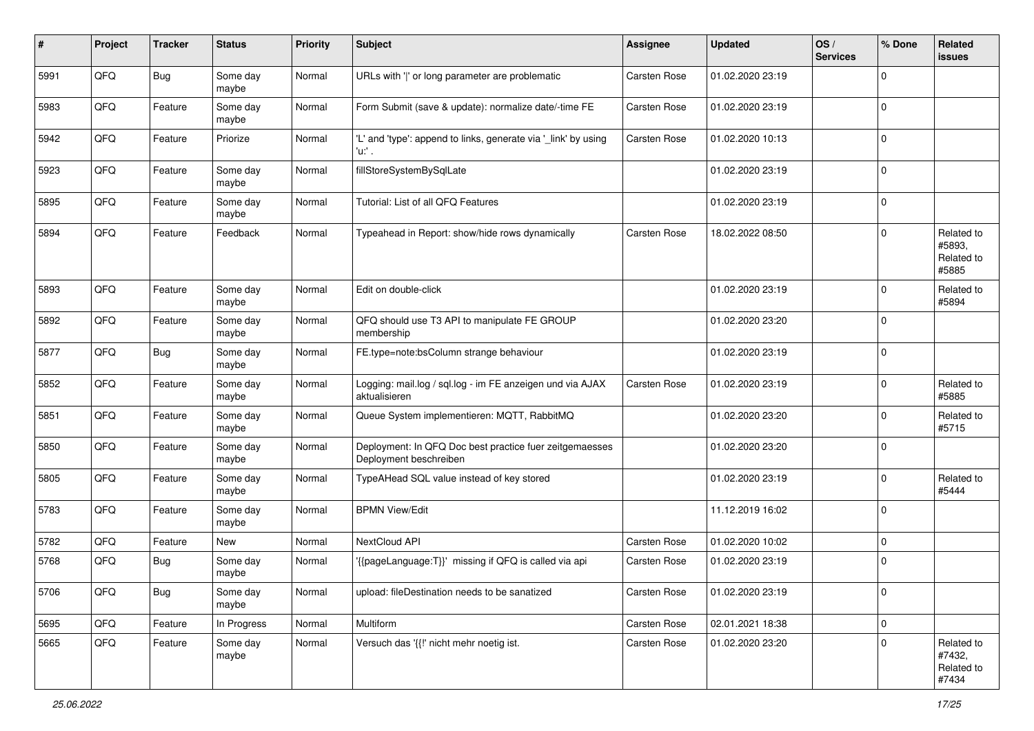| # | Project | Tracker | Status | Priority | Subject | Assignee | Updated | OS / Services | % Done | Related issues |
|---|---|---|---|---|---|---|---|---|---|---|
| 5991 | QFQ | Bug | Some day maybe | Normal | URLs with ' ' or long parameter are problematic | Carsten Rose | 01.02.2020 23:19 | | 0 | |
| 5983 | QFQ | Feature | Some day maybe | Normal | Form Submit (save & update): normalize date/-time FE | Carsten Rose | 01.02.2020 23:19 | | 0 | |
| 5942 | QFQ | Feature | Priorize | Normal | 'L' and 'type': append to links, generate via '_link' by using 'u:' . | Carsten Rose | 01.02.2020 10:13 | | 0 | |
| 5923 | QFQ | Feature | Some day maybe | Normal | fillStoreSystemBySqlLate | | 01.02.2020 23:19 | | 0 | |
| 5895 | QFQ | Feature | Some day maybe | Normal | Tutorial: List of all QFQ Features | | 01.02.2020 23:19 | | 0 | |
| 5894 | QFQ | Feature | Feedback | Normal | Typeahead in Report: show/hide rows dynamically | Carsten Rose | 18.02.2022 08:50 | | 0 | Related to #5893, Related to #5885 |
| 5893 | QFQ | Feature | Some day maybe | Normal | Edit on double-click | | 01.02.2020 23:19 | | 0 | Related to #5894 |
| 5892 | QFQ | Feature | Some day maybe | Normal | QFQ should use T3 API to manipulate FE GROUP membership | | 01.02.2020 23:20 | | 0 | |
| 5877 | QFQ | Bug | Some day maybe | Normal | FE.type=note:bsColumn strange behaviour | | 01.02.2020 23:19 | | 0 | |
| 5852 | QFQ | Feature | Some day maybe | Normal | Logging: mail.log / sql.log - im FE anzeigen und via AJAX aktualisieren | Carsten Rose | 01.02.2020 23:19 | | 0 | Related to #5885 |
| 5851 | QFQ | Feature | Some day maybe | Normal | Queue System implementieren: MQTT, RabbitMQ | | 01.02.2020 23:20 | | 0 | Related to #5715 |
| 5850 | QFQ | Feature | Some day maybe | Normal | Deployment: In QFQ Doc best practice fuer zeitgemaesses Deployment beschreiben | | 01.02.2020 23:20 | | 0 | |
| 5805 | QFQ | Feature | Some day maybe | Normal | TypeAHead SQL value instead of key stored | | 01.02.2020 23:19 | | 0 | Related to #5444 |
| 5783 | QFQ | Feature | Some day maybe | Normal | BPMN View/Edit | | 11.12.2019 16:02 | | 0 | |
| 5782 | QFQ | Feature | New | Normal | NextCloud API | Carsten Rose | 01.02.2020 10:02 | | 0 | |
| 5768 | QFQ | Bug | Some day maybe | Normal | '{{pageLanguage:T}}' missing if QFQ is called via api | Carsten Rose | 01.02.2020 23:19 | | 0 | |
| 5706 | QFQ | Bug | Some day maybe | Normal | upload: fileDestination needs to be sanatized | Carsten Rose | 01.02.2020 23:19 | | 0 | |
| 5695 | QFQ | Feature | In Progress | Normal | Multiform | Carsten Rose | 02.01.2021 18:38 | | 0 | |
| 5665 | QFQ | Feature | Some day maybe | Normal | Versuch das '{{!' nicht mehr noetig ist. | Carsten Rose | 01.02.2020 23:20 | | 0 | Related to #7432, Related to #7434 |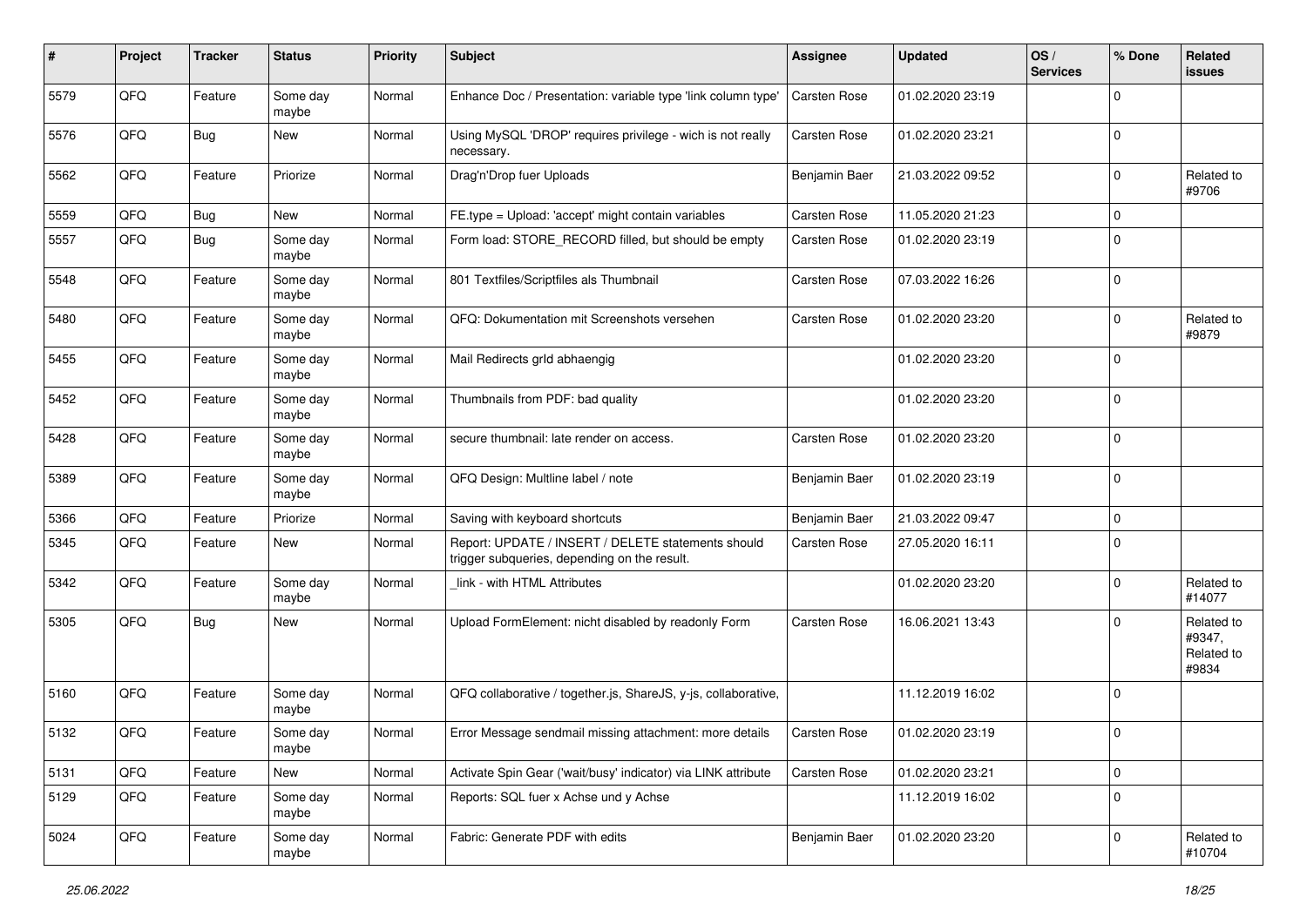| # | Project | Tracker | Status | Priority | Subject | Assignee | Updated | OS / Services | % Done | Related issues |
|---|---|---|---|---|---|---|---|---|---|---|
| 5579 | QFQ | Feature | Some day maybe | Normal | Enhance Doc / Presentation: variable type 'link column type' | Carsten Rose | 01.02.2020 23:19 | | 0 | |
| 5576 | QFQ | Bug | New | Normal | Using MySQL 'DROP' requires privilege - wich is not really necessary. | Carsten Rose | 01.02.2020 23:21 | | 0 | |
| 5562 | QFQ | Feature | Priorize | Normal | Drag'n'Drop fuer Uploads | Benjamin Baer | 21.03.2022 09:52 | | 0 | Related to #9706 |
| 5559 | QFQ | Bug | New | Normal | FE.type = Upload: 'accept' might contain variables | Carsten Rose | 11.05.2020 21:23 | | 0 | |
| 5557 | QFQ | Bug | Some day maybe | Normal | Form load: STORE_RECORD filled, but should be empty | Carsten Rose | 01.02.2020 23:19 | | 0 | |
| 5548 | QFQ | Feature | Some day maybe | Normal | 801 Textfiles/Scriptfiles als Thumbnail | Carsten Rose | 07.03.2022 16:26 | | 0 | |
| 5480 | QFQ | Feature | Some day maybe | Normal | QFQ: Dokumentation mit Screenshots versehen | Carsten Rose | 01.02.2020 23:20 | | 0 | Related to #9879 |
| 5455 | QFQ | Feature | Some day maybe | Normal | Mail Redirects grld abhaengig | | 01.02.2020 23:20 | | 0 | |
| 5452 | QFQ | Feature | Some day maybe | Normal | Thumbnails from PDF: bad quality | | 01.02.2020 23:20 | | 0 | |
| 5428 | QFQ | Feature | Some day maybe | Normal | secure thumbnail: late render on access. | Carsten Rose | 01.02.2020 23:20 | | 0 | |
| 5389 | QFQ | Feature | Some day maybe | Normal | QFQ Design: Multline label / note | Benjamin Baer | 01.02.2020 23:19 | | 0 | |
| 5366 | QFQ | Feature | Priorize | Normal | Saving with keyboard shortcuts | Benjamin Baer | 21.03.2022 09:47 | | 0 | |
| 5345 | QFQ | Feature | New | Normal | Report: UPDATE / INSERT / DELETE statements should trigger subqueries, depending on the result. | Carsten Rose | 27.05.2020 16:11 | | 0 | |
| 5342 | QFQ | Feature | Some day maybe | Normal | _link - with HTML Attributes | | 01.02.2020 23:20 | | 0 | Related to #14077 |
| 5305 | QFQ | Bug | New | Normal | Upload FormElement: nicht disabled by readonly Form | Carsten Rose | 16.06.2021 13:43 | | 0 | Related to #9347, Related to #9834 |
| 5160 | QFQ | Feature | Some day maybe | Normal | QFQ collaborative / together.js, ShareJS, y-js, collaborative, | | 11.12.2019 16:02 | | 0 | |
| 5132 | QFQ | Feature | Some day maybe | Normal | Error Message sendmail missing attachment: more details | Carsten Rose | 01.02.2020 23:19 | | 0 | |
| 5131 | QFQ | Feature | New | Normal | Activate Spin Gear ('wait/busy' indicator) via LINK attribute | Carsten Rose | 01.02.2020 23:21 | | 0 | |
| 5129 | QFQ | Feature | Some day maybe | Normal | Reports: SQL fuer x Achse und y Achse | | 11.12.2019 16:02 | | 0 | |
| 5024 | QFQ | Feature | Some day maybe | Normal | Fabric: Generate PDF with edits | Benjamin Baer | 01.02.2020 23:20 | | 0 | Related to #10704 |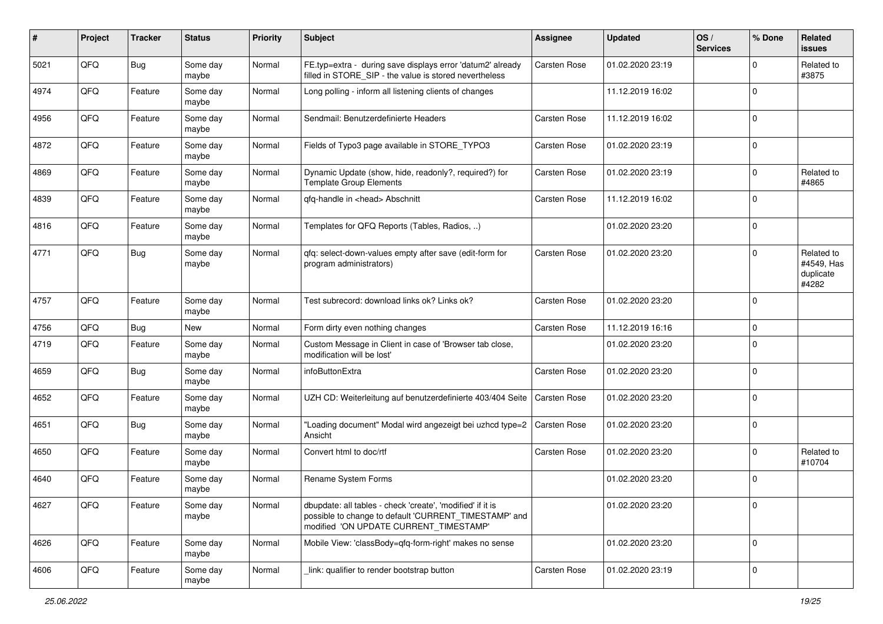| # | Project | Tracker | Status | Priority | Subject | Assignee | Updated | OS / Services | % Done | Related issues |
|---|---|---|---|---|---|---|---|---|---|---|
| 5021 | QFQ | Bug | Some day maybe | Normal | FE.typ=extra - during save displays error 'datum2' already filled in STORE_SIP - the value is stored nevertheless | Carsten Rose | 01.02.2020 23:19 | | 0 | Related to #3875 |
| 4974 | QFQ | Feature | Some day maybe | Normal | Long polling - inform all listening clients of changes | | 11.12.2019 16:02 | | 0 | |
| 4956 | QFQ | Feature | Some day maybe | Normal | Sendmail: Benutzerdefinierte Headers | Carsten Rose | 11.12.2019 16:02 | | 0 | |
| 4872 | QFQ | Feature | Some day maybe | Normal | Fields of Typo3 page available in STORE_TYPO3 | Carsten Rose | 01.02.2020 23:19 | | 0 | |
| 4869 | QFQ | Feature | Some day maybe | Normal | Dynamic Update (show, hide, readonly?, required?) for Template Group Elements | Carsten Rose | 01.02.2020 23:19 | | 0 | Related to #4865 |
| 4839 | QFQ | Feature | Some day maybe | Normal | qfq-handle in <head> Abschnitt | Carsten Rose | 11.12.2019 16:02 | | 0 | |
| 4816 | QFQ | Feature | Some day maybe | Normal | Templates for QFQ Reports (Tables, Radios, ..) | | 01.02.2020 23:20 | | 0 | |
| 4771 | QFQ | Bug | Some day maybe | Normal | qfq: select-down-values empty after save (edit-form for program administrators) | Carsten Rose | 01.02.2020 23:20 | | 0 | Related to #4549, Has duplicate #4282 |
| 4757 | QFQ | Feature | Some day maybe | Normal | Test subrecord: download links ok? Links ok? | Carsten Rose | 01.02.2020 23:20 | | 0 | |
| 4756 | QFQ | Bug | New | Normal | Form dirty even nothing changes | Carsten Rose | 11.12.2019 16:16 | | 0 | |
| 4719 | QFQ | Feature | Some day maybe | Normal | Custom Message in Client in case of 'Browser tab close, modification will be lost' | | 01.02.2020 23:20 | | 0 | |
| 4659 | QFQ | Bug | Some day maybe | Normal | infoButtonExtra | Carsten Rose | 01.02.2020 23:20 | | 0 | |
| 4652 | QFQ | Feature | Some day maybe | Normal | UZH CD: Weiterleitung auf benutzerdefinierte 403/404 Seite | Carsten Rose | 01.02.2020 23:20 | | 0 | |
| 4651 | QFQ | Bug | Some day maybe | Normal | "Loading document" Modal wird angezeigt bei uzhcd type=2 Ansicht | Carsten Rose | 01.02.2020 23:20 | | 0 | |
| 4650 | QFQ | Feature | Some day maybe | Normal | Convert html to doc/rtf | Carsten Rose | 01.02.2020 23:20 | | 0 | Related to #10704 |
| 4640 | QFQ | Feature | Some day maybe | Normal | Rename System Forms | | 01.02.2020 23:20 | | 0 | |
| 4627 | QFQ | Feature | Some day maybe | Normal | dbupdate: all tables - check 'create', 'modified' if it is possible to change to default 'CURRENT_TIMESTAMP' and modified 'ON UPDATE CURRENT_TIMESTAMP' | | 01.02.2020 23:20 | | 0 | |
| 4626 | QFQ | Feature | Some day maybe | Normal | Mobile View: 'classBody=qfq-form-right' makes no sense | | 01.02.2020 23:20 | | 0 | |
| 4606 | QFQ | Feature | Some day maybe | Normal | _link: qualifier to render bootstrap button | Carsten Rose | 01.02.2020 23:19 | | 0 | |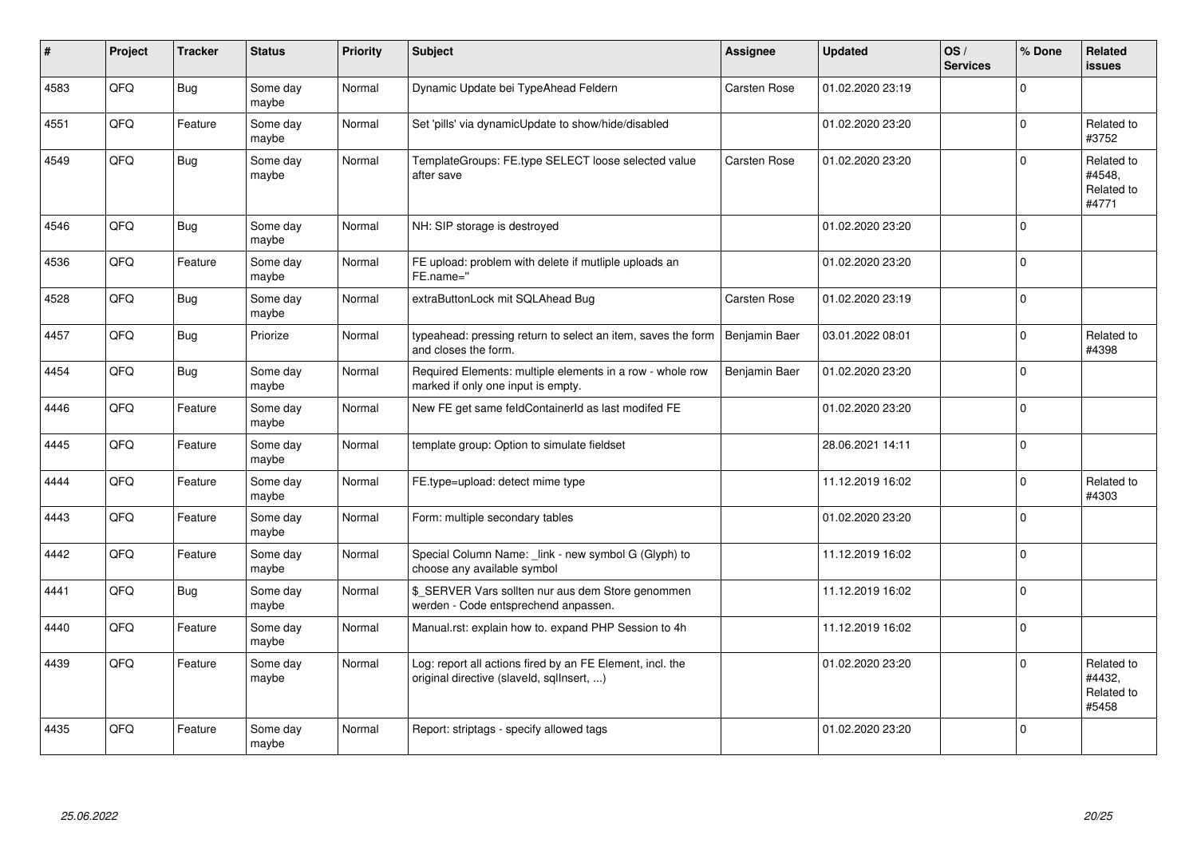| # | Project | Tracker | Status | Priority | Subject | Assignee | Updated | OS / Services | % Done | Related issues |
|---|---|---|---|---|---|---|---|---|---|---|
| 4583 | QFQ | Bug | Some day maybe | Normal | Dynamic Update bei TypeAhead Feldern | Carsten Rose | 01.02.2020 23:19 | | 0 | |
| 4551 | QFQ | Feature | Some day maybe | Normal | Set 'pills' via dynamicUpdate to show/hide/disabled | | 01.02.2020 23:20 | | 0 | Related to #3752 |
| 4549 | QFQ | Bug | Some day maybe | Normal | TemplateGroups: FE.type SELECT loose selected value after save | Carsten Rose | 01.02.2020 23:20 | | 0 | Related to #4548, Related to #4771 |
| 4546 | QFQ | Bug | Some day maybe | Normal | NH: SIP storage is destroyed | | 01.02.2020 23:20 | | 0 | |
| 4536 | QFQ | Feature | Some day maybe | Normal | FE upload: problem with delete if mutliple uploads an FE.name=" | | 01.02.2020 23:20 | | 0 | |
| 4528 | QFQ | Bug | Some day maybe | Normal | extraButtonLock mit SQLAhead Bug | Carsten Rose | 01.02.2020 23:19 | | 0 | |
| 4457 | QFQ | Bug | Priorize | Normal | typeahead: pressing return to select an item, saves the form and closes the form. | Benjamin Baer | 03.01.2022 08:01 | | 0 | Related to #4398 |
| 4454 | QFQ | Bug | Some day maybe | Normal | Required Elements: multiple elements in a row - whole row marked if only one input is empty. | Benjamin Baer | 01.02.2020 23:20 | | 0 | |
| 4446 | QFQ | Feature | Some day maybe | Normal | New FE get same feldContainerId as last modifed FE | | 01.02.2020 23:20 | | 0 | |
| 4445 | QFQ | Feature | Some day maybe | Normal | template group: Option to simulate fieldset | | 28.06.2021 14:11 | | 0 | |
| 4444 | QFQ | Feature | Some day maybe | Normal | FE.type=upload: detect mime type | | 11.12.2019 16:02 | | 0 | Related to #4303 |
| 4443 | QFQ | Feature | Some day maybe | Normal | Form: multiple secondary tables | | 01.02.2020 23:20 | | 0 | |
| 4442 | QFQ | Feature | Some day maybe | Normal | Special Column Name: _link - new symbol G (Glyph) to choose any available symbol | | 11.12.2019 16:02 | | 0 | |
| 4441 | QFQ | Bug | Some day maybe | Normal | $_SERVER Vars sollten nur aus dem Store genommen werden - Code entsprechend anpassen. | | 11.12.2019 16:02 | | 0 | |
| 4440 | QFQ | Feature | Some day maybe | Normal | Manual.rst: explain how to. expand PHP Session to 4h | | 11.12.2019 16:02 | | 0 | |
| 4439 | QFQ | Feature | Some day maybe | Normal | Log: report all actions fired by an FE Element, incl. the original directive (slaveId, sqlInsert, ...) | | 01.02.2020 23:20 | | 0 | Related to #4432, Related to #5458 |
| 4435 | QFQ | Feature | Some day maybe | Normal | Report: striptags - specify allowed tags | | 01.02.2020 23:20 | | 0 | |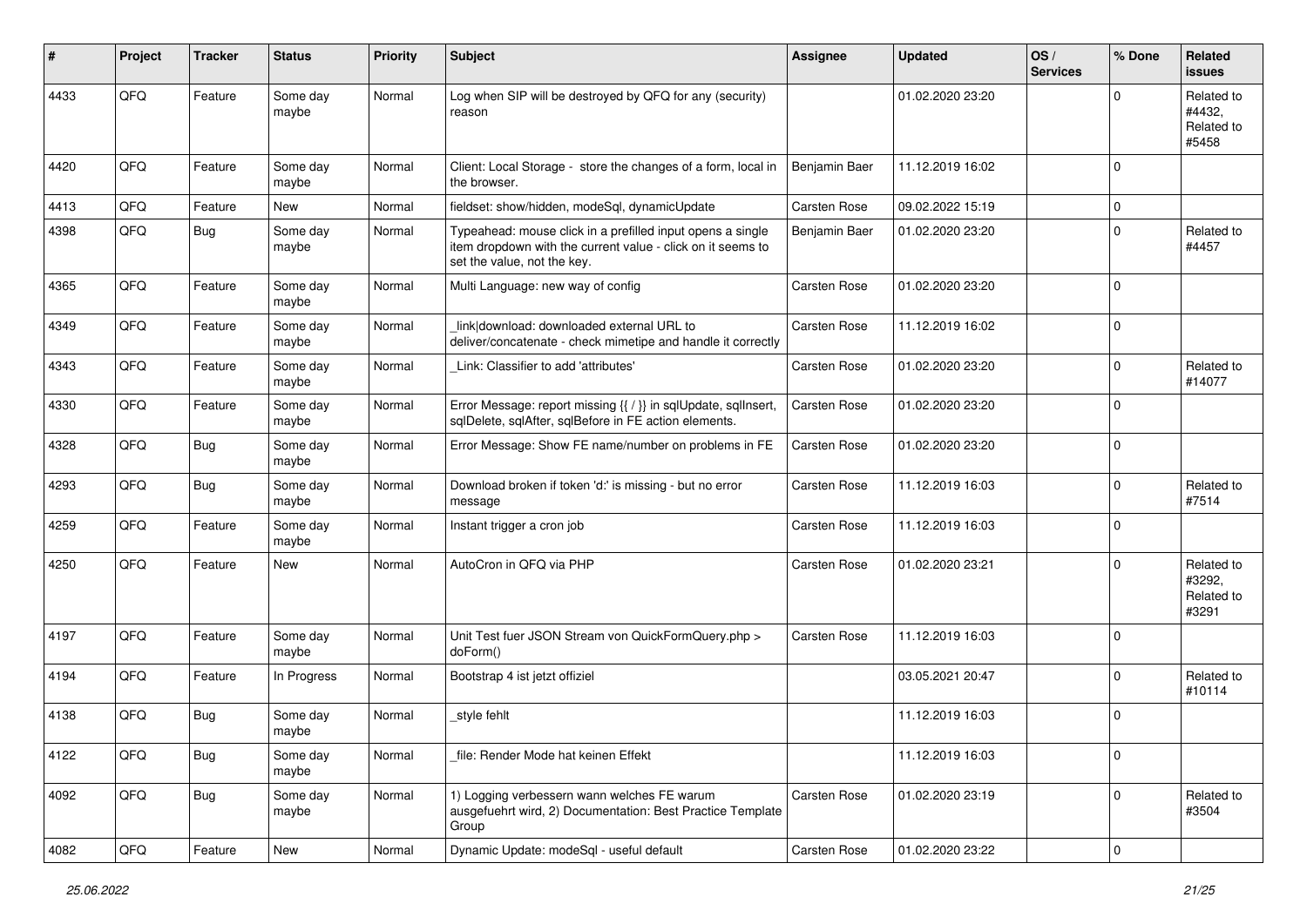| # | Project | Tracker | Status | Priority | Subject | Assignee | Updated | OS / Services | % Done | Related issues |
|---|---|---|---|---|---|---|---|---|---|---|
| 4433 | QFQ | Feature | Some day maybe | Normal | Log when SIP will be destroyed by QFQ for any (security) reason | | 01.02.2020 23:20 | | 0 | Related to #4432, Related to #5458 |
| 4420 | QFQ | Feature | Some day maybe | Normal | Client: Local Storage - store the changes of a form, local in the browser. | Benjamin Baer | 11.12.2019 16:02 | | 0 | |
| 4413 | QFQ | Feature | New | Normal | fieldset: show/hidden, modeSql, dynamicUpdate | Carsten Rose | 09.02.2022 15:19 | | 0 | |
| 4398 | QFQ | Bug | Some day maybe | Normal | Typeahead: mouse click in a prefilled input opens a single item dropdown with the current value - click on it seems to set the value, not the key. | Benjamin Baer | 01.02.2020 23:20 | | 0 | Related to #4457 |
| 4365 | QFQ | Feature | Some day maybe | Normal | Multi Language: new way of config | Carsten Rose | 01.02.2020 23:20 | | 0 | |
| 4349 | QFQ | Feature | Some day maybe | Normal | _link\|download: downloaded external URL to deliver/concatenate - check mimetipe and handle it correctly | Carsten Rose | 11.12.2019 16:02 | | 0 | |
| 4343 | QFQ | Feature | Some day maybe | Normal | _Link: Classifier to add 'attributes' | Carsten Rose | 01.02.2020 23:20 | | 0 | Related to #14077 |
| 4330 | QFQ | Feature | Some day maybe | Normal | Error Message: report missing {{ / }} in sqlUpdate, sqlInsert, sqlDelete, sqlAfter, sqlBefore in FE action elements. | Carsten Rose | 01.02.2020 23:20 | | 0 | |
| 4328 | QFQ | Bug | Some day maybe | Normal | Error Message: Show FE name/number on problems in FE | Carsten Rose | 01.02.2020 23:20 | | 0 | |
| 4293 | QFQ | Bug | Some day maybe | Normal | Download broken if token 'd:' is missing - but no error message | Carsten Rose | 11.12.2019 16:03 | | 0 | Related to #7514 |
| 4259 | QFQ | Feature | Some day maybe | Normal | Instant trigger a cron job | Carsten Rose | 11.12.2019 16:03 | | 0 | |
| 4250 | QFQ | Feature | New | Normal | AutoCron in QFQ via PHP | Carsten Rose | 01.02.2020 23:21 | | 0 | Related to #3292, Related to #3291 |
| 4197 | QFQ | Feature | Some day maybe | Normal | Unit Test fuer JSON Stream von QuickFormQuery.php > doForm() | Carsten Rose | 11.12.2019 16:03 | | 0 | |
| 4194 | QFQ | Feature | In Progress | Normal | Bootstrap 4 ist jetzt offiziel | | 03.05.2021 20:47 | | 0 | Related to #10114 |
| 4138 | QFQ | Bug | Some day maybe | Normal | _style fehlt | | 11.12.2019 16:03 | | 0 | |
| 4122 | QFQ | Bug | Some day maybe | Normal | _file: Render Mode hat keinen Effekt | | 11.12.2019 16:03 | | 0 | |
| 4092 | QFQ | Bug | Some day maybe | Normal | 1) Logging verbessern wann welches FE warum ausgefuehrt wird, 2) Documentation: Best Practice Template Group | Carsten Rose | 01.02.2020 23:19 | | 0 | Related to #3504 |
| 4082 | QFQ | Feature | New | Normal | Dynamic Update: modeSql - useful default | Carsten Rose | 01.02.2020 23:22 | | 0 | |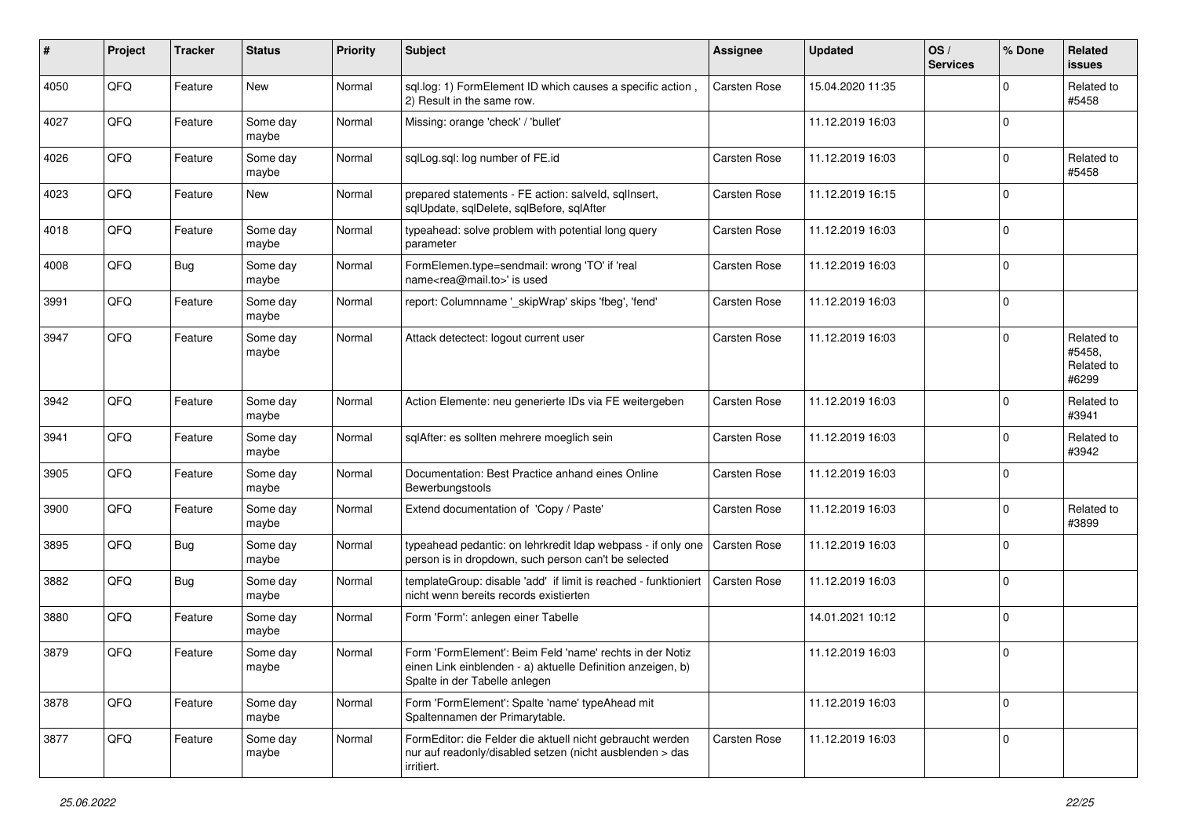| # | Project | Tracker | Status | Priority | Subject | Assignee | Updated | OS / Services | % Done | Related issues |
|---|---|---|---|---|---|---|---|---|---|---|
| 4050 | QFQ | Feature | New | Normal | sql.log: 1) FormElement ID which causes a specific action , 2) Result in the same row. | Carsten Rose | 15.04.2020 11:35 | | 0 | Related to #5458 |
| 4027 | QFQ | Feature | Some day maybe | Normal | Missing: orange 'check' / 'bullet' | | 11.12.2019 16:03 | | 0 | |
| 4026 | QFQ | Feature | Some day maybe | Normal | sqlLog.sql: log number of FE.id | Carsten Rose | 11.12.2019 16:03 | | 0 | Related to #5458 |
| 4023 | QFQ | Feature | New | Normal | prepared statements - FE action: salveld, sqlInsert, sqlUpdate, sqlDelete, sqlBefore, sqlAfter | Carsten Rose | 11.12.2019 16:15 | | 0 | |
| 4018 | QFQ | Feature | Some day maybe | Normal | typeahead: solve problem with potential long query parameter | Carsten Rose | 11.12.2019 16:03 | | 0 | |
| 4008 | QFQ | Bug | Some day maybe | Normal | FormElemen.type=sendmail: wrong 'TO' if 'real name<rea@mail.to>' is used | Carsten Rose | 11.12.2019 16:03 | | 0 | |
| 3991 | QFQ | Feature | Some day maybe | Normal | report: Columnname '_skipWrap' skips 'fbeg', 'fend' | Carsten Rose | 11.12.2019 16:03 | | 0 | |
| 3947 | QFQ | Feature | Some day maybe | Normal | Attack detectect: logout current user | Carsten Rose | 11.12.2019 16:03 | | 0 | Related to #5458, Related to #6299 |
| 3942 | QFQ | Feature | Some day maybe | Normal | Action Elemente: neu generierte IDs via FE weitergeben | Carsten Rose | 11.12.2019 16:03 | | 0 | Related to #3941 |
| 3941 | QFQ | Feature | Some day maybe | Normal | sqlAfter: es sollten mehrere moeglich sein | Carsten Rose | 11.12.2019 16:03 | | 0 | Related to #3942 |
| 3905 | QFQ | Feature | Some day maybe | Normal | Documentation: Best Practice anhand eines Online Bewerbungstools | Carsten Rose | 11.12.2019 16:03 | | 0 | |
| 3900 | QFQ | Feature | Some day maybe | Normal | Extend documentation of 'Copy / Paste' | Carsten Rose | 11.12.2019 16:03 | | 0 | Related to #3899 |
| 3895 | QFQ | Bug | Some day maybe | Normal | typeahead pedantic: on lehrkredit ldap webpass - if only one person is in dropdown, such person can't be selected | Carsten Rose | 11.12.2019 16:03 | | 0 | |
| 3882 | QFQ | Bug | Some day maybe | Normal | templateGroup: disable 'add' if limit is reached - funktioniert nicht wenn bereits records existierten | Carsten Rose | 11.12.2019 16:03 | | 0 | |
| 3880 | QFQ | Feature | Some day maybe | Normal | Form 'Form': anlegen einer Tabelle | | 14.01.2021 10:12 | | 0 | |
| 3879 | QFQ | Feature | Some day maybe | Normal | Form 'FormElement': Beim Feld 'name' rechts in der Notiz einen Link einblenden - a) aktuelle Definition anzeigen, b) Spalte in der Tabelle anlegen | | 11.12.2019 16:03 | | 0 | |
| 3878 | QFQ | Feature | Some day maybe | Normal | Form 'FormElement': Spalte 'name' typeAhead mit Spaltennamen der Primarytable. | | 11.12.2019 16:03 | | 0 | |
| 3877 | QFQ | Feature | Some day maybe | Normal | FormEditor: die Felder die aktuell nicht gebraucht werden nur auf readonly/disabled setzen (nicht ausblenden > das irritiert. | Carsten Rose | 11.12.2019 16:03 | | 0 | |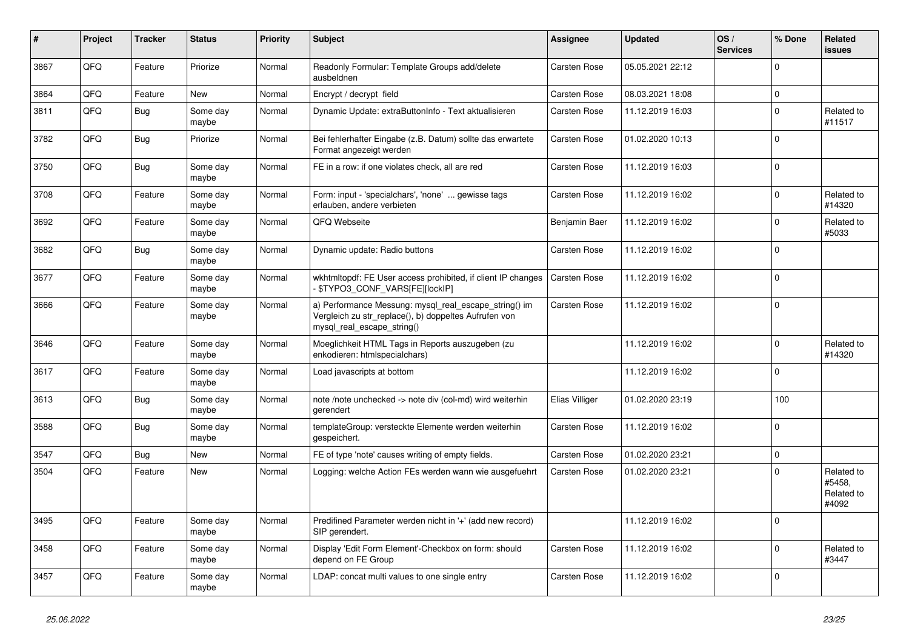| # | Project | Tracker | Status | Priority | Subject | Assignee | Updated | OS / Services | % Done | Related issues |
|---|---|---|---|---|---|---|---|---|---|---|
| 3867 | QFQ | Feature | Priorize | Normal | Readonly Formular: Template Groups add/delete ausbeldnen | Carsten Rose | 05.05.2021 22:12 | | 0 | |
| 3864 | QFQ | Feature | New | Normal | Encrypt / decrypt field | Carsten Rose | 08.03.2021 18:08 | | 0 | |
| 3811 | QFQ | Bug | Some day maybe | Normal | Dynamic Update: extraButtonInfo - Text aktualisieren | Carsten Rose | 11.12.2019 16:03 | | 0 | Related to #11517 |
| 3782 | QFQ | Bug | Priorize | Normal | Bei fehlerhafter Eingabe (z.B. Datum) sollte das erwartete Format angezeigt werden | Carsten Rose | 01.02.2020 10:13 | | 0 | |
| 3750 | QFQ | Bug | Some day maybe | Normal | FE in a row: if one violates check, all are red | Carsten Rose | 11.12.2019 16:03 | | 0 | |
| 3708 | QFQ | Feature | Some day maybe | Normal | Form: input - 'specialchars', 'none' ... gewisse tags erlauben, andere verbieten | Carsten Rose | 11.12.2019 16:02 | | 0 | Related to #14320 |
| 3692 | QFQ | Feature | Some day maybe | Normal | QFQ Webseite | Benjamin Baer | 11.12.2019 16:02 | | 0 | Related to #5033 |
| 3682 | QFQ | Bug | Some day maybe | Normal | Dynamic update: Radio buttons | Carsten Rose | 11.12.2019 16:02 | | 0 | |
| 3677 | QFQ | Feature | Some day maybe | Normal | wkhtmltopdf: FE User access prohibited, if client IP changes - $TYPO3_CONF_VARS[FE][lockIP] | Carsten Rose | 11.12.2019 16:02 | | 0 | |
| 3666 | QFQ | Feature | Some day maybe | Normal | a) Performance Messung: mysql_real_escape_string() im Vergleich zu str_replace(), b) doppeltes Aufrufen von mysql_real_escape_string() | Carsten Rose | 11.12.2019 16:02 | | 0 | |
| 3646 | QFQ | Feature | Some day maybe | Normal | Moeglichkeit HTML Tags in Reports auszugeben (zu enkodieren: htmlspecialchars) | | 11.12.2019 16:02 | | 0 | Related to #14320 |
| 3617 | QFQ | Feature | Some day maybe | Normal | Load javascripts at bottom | | 11.12.2019 16:02 | | 0 | |
| 3613 | QFQ | Bug | Some day maybe | Normal | note /note unchecked -> note div (col-md) wird weiterhin gerendert | Elias Villiger | 01.02.2020 23:19 | | 100 | |
| 3588 | QFQ | Bug | Some day maybe | Normal | templateGroup: versteckte Elemente werden weiterhin gespeichert. | Carsten Rose | 11.12.2019 16:02 | | 0 | |
| 3547 | QFQ | Bug | New | Normal | FE of type 'note' causes writing of empty fields. | Carsten Rose | 01.02.2020 23:21 | | 0 | |
| 3504 | QFQ | Feature | New | Normal | Logging: welche Action FEs werden wann wie ausgefuehrt | Carsten Rose | 01.02.2020 23:21 | | 0 | Related to #5458, Related to #4092 |
| 3495 | QFQ | Feature | Some day maybe | Normal | Predifined Parameter werden nicht in '+' (add new record) SIP gerendert. | | 11.12.2019 16:02 | | 0 | |
| 3458 | QFQ | Feature | Some day maybe | Normal | Display 'Edit Form Element'-Checkbox on form: should depend on FE Group | Carsten Rose | 11.12.2019 16:02 | | 0 | Related to #3447 |
| 3457 | QFQ | Feature | Some day maybe | Normal | LDAP: concat multi values to one single entry | Carsten Rose | 11.12.2019 16:02 | | 0 | |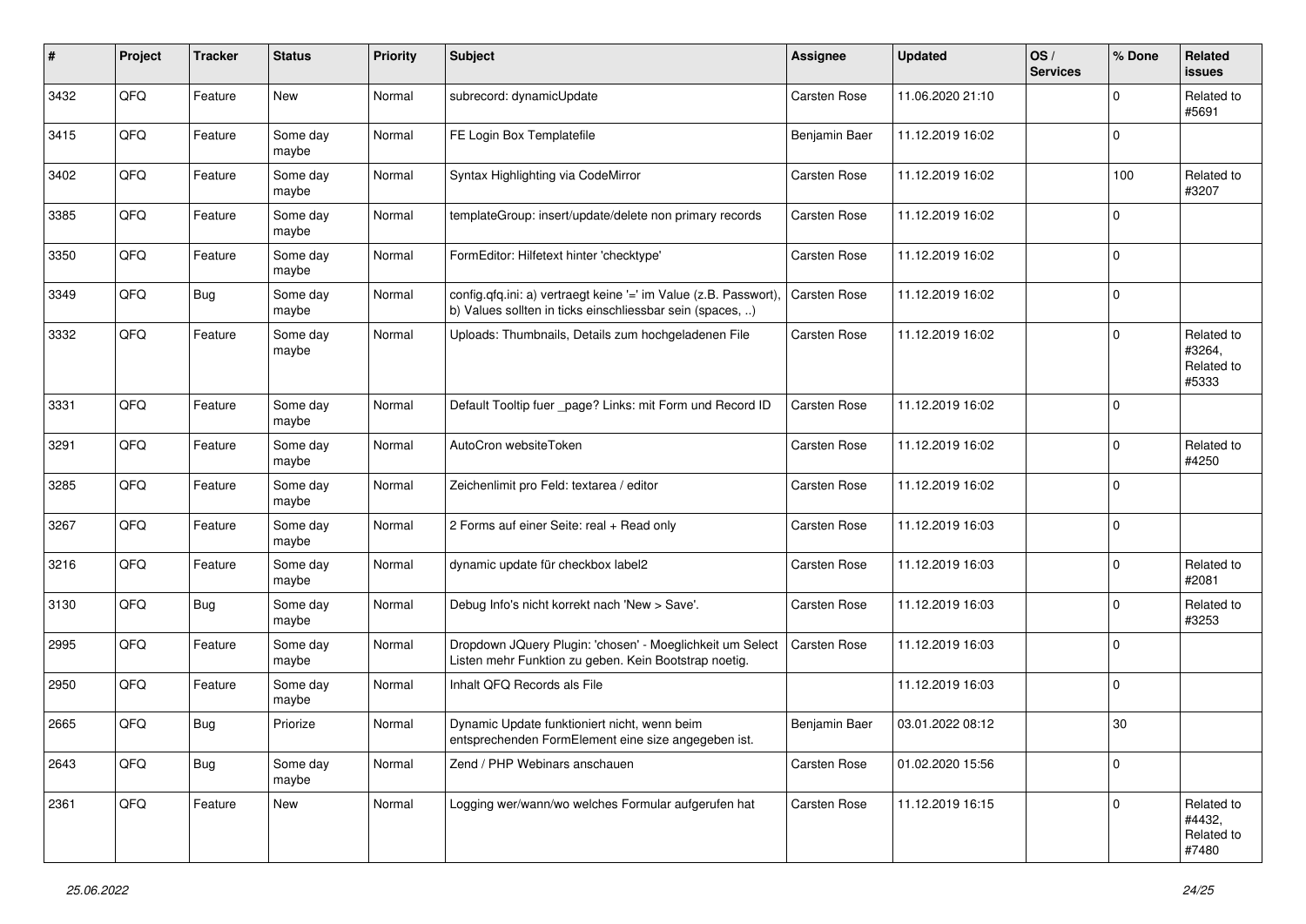| # | Project | Tracker | Status | Priority | Subject | Assignee | Updated | OS / Services | % Done | Related issues |
|---|---|---|---|---|---|---|---|---|---|---|
| 3432 | QFQ | Feature | New | Normal | subrecord: dynamicUpdate | Carsten Rose | 11.06.2020 21:10 | | 0 | Related to #5691 |
| 3415 | QFQ | Feature | Some day maybe | Normal | FE Login Box Templatefile | Benjamin Baer | 11.12.2019 16:02 | | 0 | |
| 3402 | QFQ | Feature | Some day maybe | Normal | Syntax Highlighting via CodeMirror | Carsten Rose | 11.12.2019 16:02 | | 100 | Related to #3207 |
| 3385 | QFQ | Feature | Some day maybe | Normal | templateGroup: insert/update/delete non primary records | Carsten Rose | 11.12.2019 16:02 | | 0 | |
| 3350 | QFQ | Feature | Some day maybe | Normal | FormEditor: Hilfetext hinter 'checktype' | Carsten Rose | 11.12.2019 16:02 | | 0 | |
| 3349 | QFQ | Bug | Some day maybe | Normal | config.qfq.ini: a) vertraegt keine '=' im Value (z.B. Passwort), b) Values sollten in ticks einschliessbar sein (spaces, ..) | Carsten Rose | 11.12.2019 16:02 | | 0 | |
| 3332 | QFQ | Feature | Some day maybe | Normal | Uploads: Thumbnails, Details zum hochgeladenen File | Carsten Rose | 11.12.2019 16:02 | | 0 | Related to #3264, Related to #5333 |
| 3331 | QFQ | Feature | Some day maybe | Normal | Default Tooltip fuer _page? Links: mit Form und Record ID | Carsten Rose | 11.12.2019 16:02 | | 0 | |
| 3291 | QFQ | Feature | Some day maybe | Normal | AutoCron websiteToken | Carsten Rose | 11.12.2019 16:02 | | 0 | Related to #4250 |
| 3285 | QFQ | Feature | Some day maybe | Normal | Zeichenlimit pro Feld: textarea / editor | Carsten Rose | 11.12.2019 16:02 | | 0 | |
| 3267 | QFQ | Feature | Some day maybe | Normal | 2 Forms auf einer Seite: real + Read only | Carsten Rose | 11.12.2019 16:03 | | 0 | |
| 3216 | QFQ | Feature | Some day maybe | Normal | dynamic update für checkbox label2 | Carsten Rose | 11.12.2019 16:03 | | 0 | Related to #2081 |
| 3130 | QFQ | Bug | Some day maybe | Normal | Debug Info's nicht korrekt nach 'New > Save'. | Carsten Rose | 11.12.2019 16:03 | | 0 | Related to #3253 |
| 2995 | QFQ | Feature | Some day maybe | Normal | Dropdown JQuery Plugin: 'chosen' - Moeglichkeit um Select Listen mehr Funktion zu geben. Kein Bootstrap noetig. | Carsten Rose | 11.12.2019 16:03 | | 0 | |
| 2950 | QFQ | Feature | Some day maybe | Normal | Inhalt QFQ Records als File | | 11.12.2019 16:03 | | 0 | |
| 2665 | QFQ | Bug | Priorize | Normal | Dynamic Update funktioniert nicht, wenn beim entsprechenden FormElement eine size angegeben ist. | Benjamin Baer | 03.01.2022 08:12 | | 30 | |
| 2643 | QFQ | Bug | Some day maybe | Normal | Zend / PHP Webinars anschauen | Carsten Rose | 01.02.2020 15:56 | | 0 | |
| 2361 | QFQ | Feature | New | Normal | Logging wer/wann/wo welches Formular aufgerufen hat | Carsten Rose | 11.12.2019 16:15 | | 0 | Related to #4432, Related to #7480 |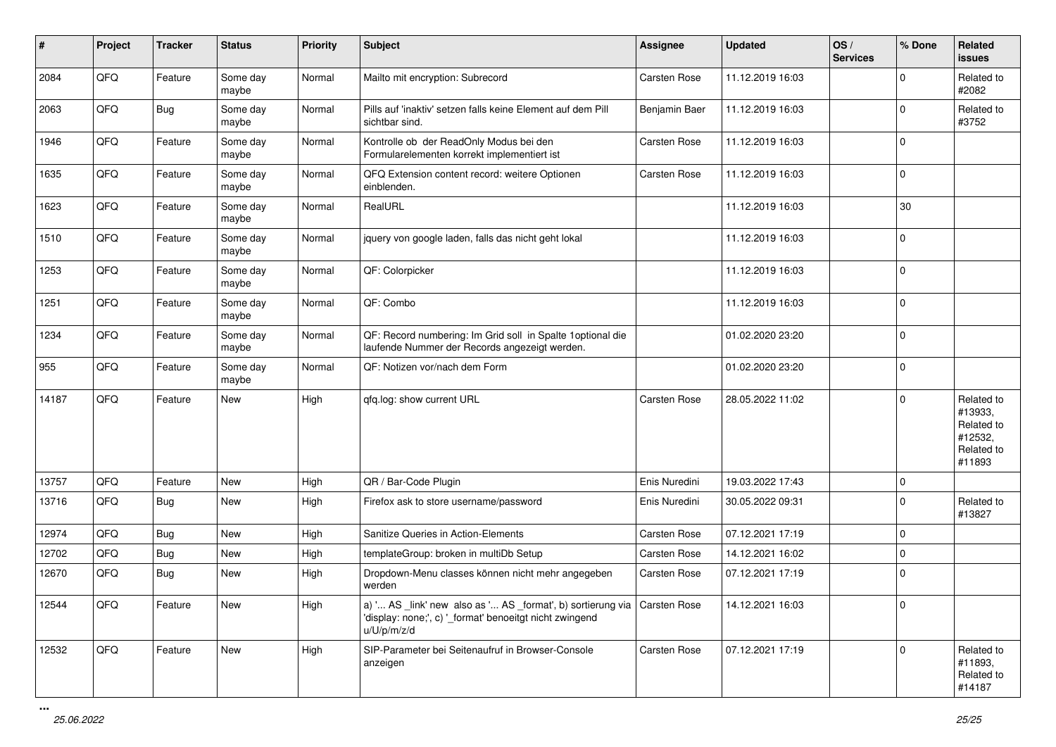| # | Project | Tracker | Status | Priority | Subject | Assignee | Updated | OS / Services | % Done | Related issues |
|---|---|---|---|---|---|---|---|---|---|---|
| 2084 | QFQ | Feature | Some day maybe | Normal | Mailto mit encryption: Subrecord | Carsten Rose | 11.12.2019 16:03 | | 0 | Related to #2082 |
| 2063 | QFQ | Bug | Some day maybe | Normal | Pills auf 'inaktiv' setzen falls keine Element auf dem Pill sichtbar sind. | Benjamin Baer | 11.12.2019 16:03 | | 0 | Related to #3752 |
| 1946 | QFQ | Feature | Some day maybe | Normal | Kontrolle ob der ReadOnly Modus bei den Formularelementen korrekt implementiert ist | Carsten Rose | 11.12.2019 16:03 | | 0 | |
| 1635 | QFQ | Feature | Some day maybe | Normal | QFQ Extension content record: weitere Optionen einblenden. | Carsten Rose | 11.12.2019 16:03 | | 0 | |
| 1623 | QFQ | Feature | Some day maybe | Normal | RealURL | | 11.12.2019 16:03 | | 30 | |
| 1510 | QFQ | Feature | Some day maybe | Normal | jquery von google laden, falls das nicht geht lokal | | 11.12.2019 16:03 | | 0 | |
| 1253 | QFQ | Feature | Some day maybe | Normal | QF: Colorpicker | | 11.12.2019 16:03 | | 0 | |
| 1251 | QFQ | Feature | Some day maybe | Normal | QF: Combo | | 11.12.2019 16:03 | | 0 | |
| 1234 | QFQ | Feature | Some day maybe | Normal | QF: Record numbering: Im Grid soll in Spalte 1optional die laufende Nummer der Records angezeigt werden. | | 01.02.2020 23:20 | | 0 | |
| 955 | QFQ | Feature | Some day maybe | Normal | QF: Notizen vor/nach dem Form | | 01.02.2020 23:20 | | 0 | |
| 14187 | QFQ | Feature | New | High | qfq.log: show current URL | Carsten Rose | 28.05.2022 11:02 | | 0 | Related to #13933, Related to #12532, Related to #11893 |
| 13757 | QFQ | Feature | New | High | QR / Bar-Code Plugin | Enis Nuredini | 19.03.2022 17:43 | | 0 | |
| 13716 | QFQ | Bug | New | High | Firefox ask to store username/password | Enis Nuredini | 30.05.2022 09:31 | | 0 | Related to #13827 |
| 12974 | QFQ | Bug | New | High | Sanitize Queries in Action-Elements | Carsten Rose | 07.12.2021 17:19 | | 0 | |
| 12702 | QFQ | Bug | New | High | templateGroup: broken in multiDb Setup | Carsten Rose | 14.12.2021 16:02 | | 0 | |
| 12670 | QFQ | Bug | New | High | Dropdown-Menu classes können nicht mehr angegeben werden | Carsten Rose | 07.12.2021 17:19 | | 0 | |
| 12544 | QFQ | Feature | New | High | a) '... AS _link' new also as '... AS _format', b) sortierung via 'display: none;', c) '_format' benoeitgt nicht zwingend u/U/p/m/z/d | Carsten Rose | 14.12.2021 16:03 | | 0 | |
| 12532 | QFQ | Feature | New | High | SIP-Parameter bei Seitenaufruf in Browser-Console anzeigen | Carsten Rose | 07.12.2021 17:19 | | 0 | Related to #11893, Related to #14187 |

...